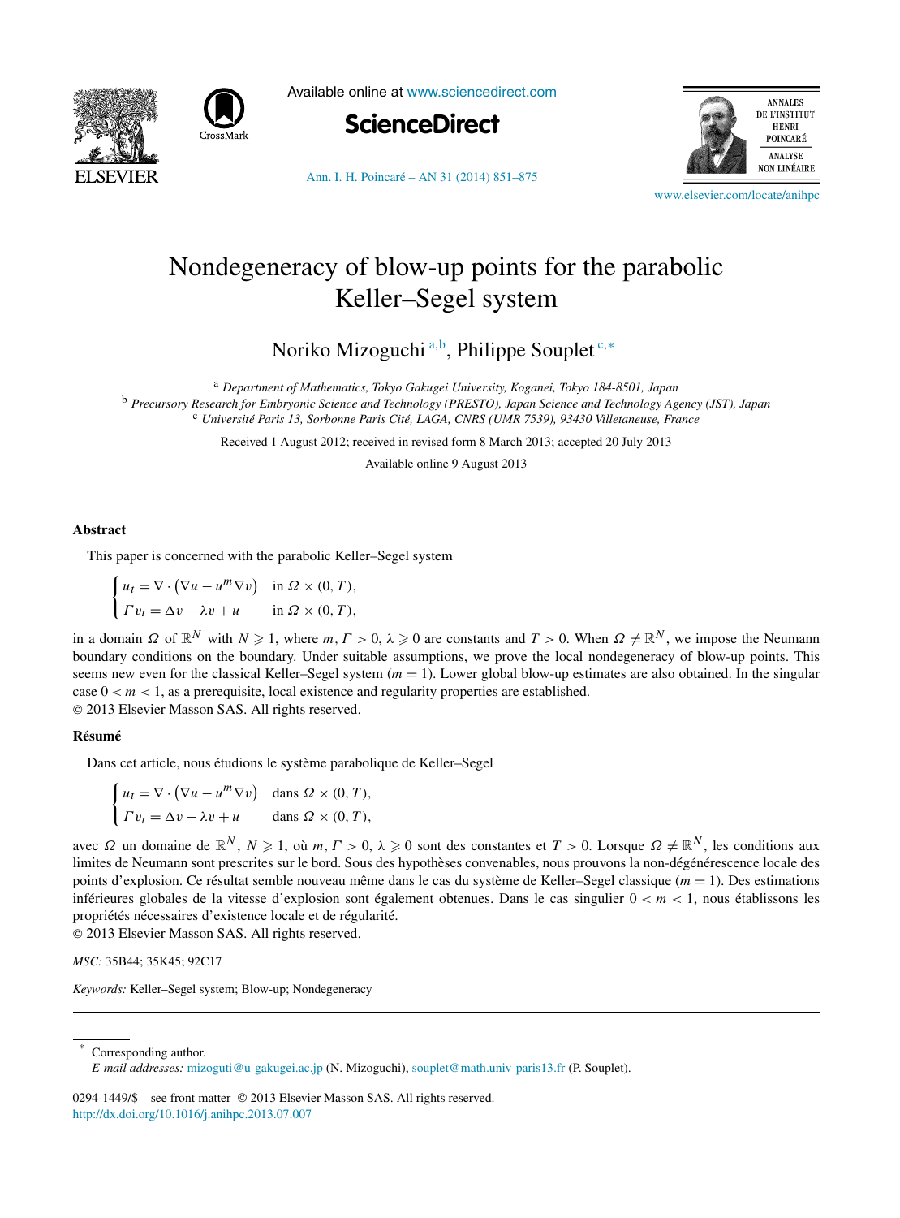# Nondegeneracy of blow-up points for the parabolic Keller–Segel system

Noriko Mizoguchi [a,b], Philippe Souplet [c,*]

[a] *Department of Mathematics, Tokyo Gakugei University, Koganei, Tokyo 184-8501, Japan*
[b] *Precursory Research for Embryonic Science and Technology (PRESTO), Japan Science and Technology Agency (JST), Japan*
[c] *Université Paris 13, Sorbonne Paris Cité, LAGA, CNRS (UMR 7539), 93430 Villetaneuse, France*

Received 1 August 2012; received in revised form 8 March 2013; accepted 20 July 2013

Available online 9 August 2013

---

## Abstract

This paper is concerned with the parabolic Keller–Segel system

$$\begin{cases} u_t = \nabla \cdot \left(\nabla u - u^m \nabla v\right) & \text{in } \Omega \times (0, T), \\ \Gamma v_t = \Delta v - \lambda v + u & \text{in } \Omega \times (0, T), \end{cases}$$

in a domain $\Omega$ of $\mathbb{R}^N$ with $N \geqslant 1$, where $m, \Gamma > 0$, $\lambda \geqslant 0$ are constants and $T > 0$. When $\Omega \neq \mathbb{R}^N$, we impose the Neumann boundary conditions on the boundary. Under suitable assumptions, we prove the local nondegeneracy of blow-up points. This seems new even for the classical Keller–Segel system ($m = 1$). Lower global blow-up estimates are also obtained. In the singular case $0 < m < 1$, as a prerequisite, local existence and regularity properties are established.

© 2013 Elsevier Masson SAS. All rights reserved.

## Résumé

Dans cet article, nous étudions le système parabolique de Keller–Segel

$$\begin{cases} u_t = \nabla \cdot \left(\nabla u - u^m \nabla v\right) & \text{dans } \Omega \times (0, T), \\ \Gamma v_t = \Delta v - \lambda v + u & \text{dans } \Omega \times (0, T), \end{cases}$$

avec $\Omega$ un domaine de $\mathbb{R}^N$, $N \geqslant 1$, où $m, \Gamma > 0$, $\lambda \geqslant 0$ sont des constantes et $T > 0$. Lorsque $\Omega \neq \mathbb{R}^N$, les conditions aux limites de Neumann sont prescrites sur le bord. Sous des hypothèses convenables, nous prouvons la non-dégénérescence locale des points d'explosion. Ce résultat semble nouveau même dans le cas du système de Keller–Segel classique ($m = 1$). Des estimations inférieures globales de la vitesse d'explosion sont également obtenues. Dans le cas singulier $0 < m < 1$, nous établissons les propriétés nécessaires d'existence locale et de régularité.

© 2013 Elsevier Masson SAS. All rights reserved.

*MSC:* 35B44; 35K45; 92C17

*Keywords:* Keller–Segel system; Blow-up; Nondegeneracy

---

\* Corresponding author.
*E-mail addresses:* mizoguti@u-gakugei.ac.jp (N. Mizoguchi), souplet@math.univ-paris13.fr (P. Souplet).

0294-1449/$ – see front matter © 2013 Elsevier Masson SAS. All rights reserved.
http://dx.doi.org/10.1016/j.anihpc.2013.07.007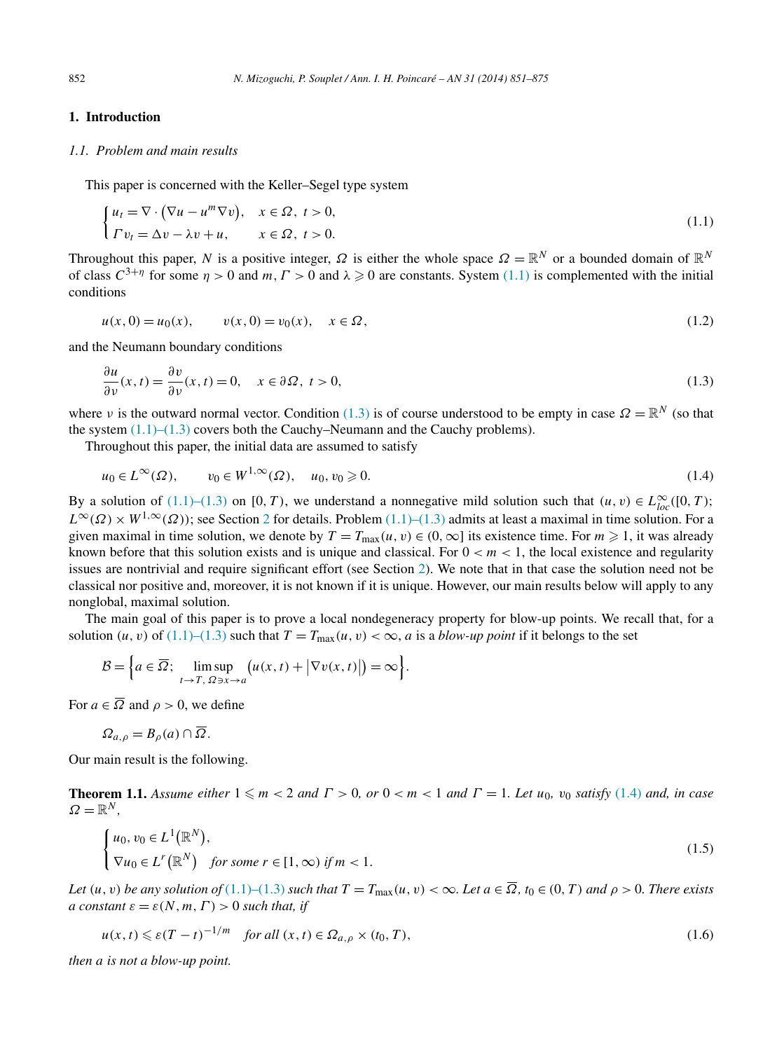## 1. Introduction

### 1.1. Problem and main results

This paper is concerned with the Keller–Segel type system

$$
\begin{cases} u_t = \nabla \cdot \big(\nabla u - u^m \nabla v\big), & x \in \Omega,\ t > 0, \\ \Gamma v_t = \Delta v - \lambda v + u, & x \in \Omega,\ t > 0. \end{cases} \tag{1.1}
$$

Throughout this paper, $N$ is a positive integer, $\Omega$ is either the whole space $\Omega = \mathbb{R}^N$ or a bounded domain of $\mathbb{R}^N$ of class $C^{3+\eta}$ for some $\eta > 0$ and $m, \Gamma > 0$ and $\lambda \geqslant 0$ are constants. System (1.1) is complemented with the initial conditions

$$
u(x,0) = u_0(x), \qquad v(x,0) = v_0(x), \quad x \in \Omega, \tag{1.2}
$$

and the Neumann boundary conditions

$$
\frac{\partial u}{\partial \nu}(x,t) = \frac{\partial v}{\partial \nu}(x,t) = 0, \quad x \in \partial\Omega,\ t > 0, \tag{1.3}
$$

where $\nu$ is the outward normal vector. Condition (1.3) is of course understood to be empty in case $\Omega = \mathbb{R}^N$ (so that the system (1.1)–(1.3) covers both the Cauchy–Neumann and the Cauchy problems).

Throughout this paper, the initial data are assumed to satisfy

$$
u_0 \in L^\infty(\Omega), \qquad v_0 \in W^{1,\infty}(\Omega), \quad u_0, v_0 \geqslant 0. \tag{1.4}
$$

By a solution of (1.1)–(1.3) on $[0,T)$, we understand a nonnegative mild solution such that $(u,v) \in L^\infty_{loc}([0,T); L^\infty(\Omega) \times W^{1,\infty}(\Omega))$; see Section 2 for details. Problem (1.1)–(1.3) admits at least a maximal in time solution. For a given maximal in time solution, we denote by $T = T_{\max}(u,v) \in (0,\infty]$ its existence time. For $m \geqslant 1$, it was already known before that this solution exists and is unique and classical. For $0 < m < 1$, the local existence and regularity issues are nontrivial and require significant effort (see Section 2). We note that in that case the solution need not be classical nor positive and, moreover, it is not known if it is unique. However, our main results below will apply to any nonglobal, maximal solution.

The main goal of this paper is to prove a local nondegeneracy property for blow-up points. We recall that, for a solution $(u,v)$ of (1.1)–(1.3) such that $T = T_{\max}(u,v) < \infty$, $a$ is a *blow-up point* if it belongs to the set

$$
\mathcal{B} = \Big\{ a \in \overline{\Omega};\ \limsup_{t \to T,\ \Omega \ni x \to a} \big(u(x,t) + \big|\nabla v(x,t)\big|\big) = \infty \Big\}.
$$

For $a \in \overline{\Omega}$ and $\rho > 0$, we define

$$
\Omega_{a,\rho} = B_\rho(a) \cap \overline{\Omega}.
$$

Our main result is the following.

**Theorem 1.1.** *Assume either $1 \leqslant m < 2$ and $\Gamma > 0$, or $0 < m < 1$ and $\Gamma = 1$. Let $u_0$, $v_0$ satisfy (1.4) and, in case $\Omega = \mathbb{R}^N$,*

$$
\begin{cases} u_0, v_0 \in L^1\big(\mathbb{R}^N\big), \\ \nabla u_0 \in L^r\big(\mathbb{R}^N\big) \quad \text{for some } r \in [1,\infty) \text{ if } m < 1. \end{cases} \tag{1.5}
$$

*Let $(u,v)$ be any solution of (1.1)–(1.3) such that $T = T_{\max}(u,v) < \infty$. Let $a \in \overline{\Omega}$, $t_0 \in (0,T)$ and $\rho > 0$. There exists a constant $\varepsilon = \varepsilon(N,m,\Gamma) > 0$ such that, if*

$$
u(x,t) \leqslant \varepsilon (T-t)^{-1/m} \quad \text{for all } (x,t) \in \Omega_{a,\rho} \times (t_0,T), \tag{1.6}
$$

*then $a$ is not a blow-up point.*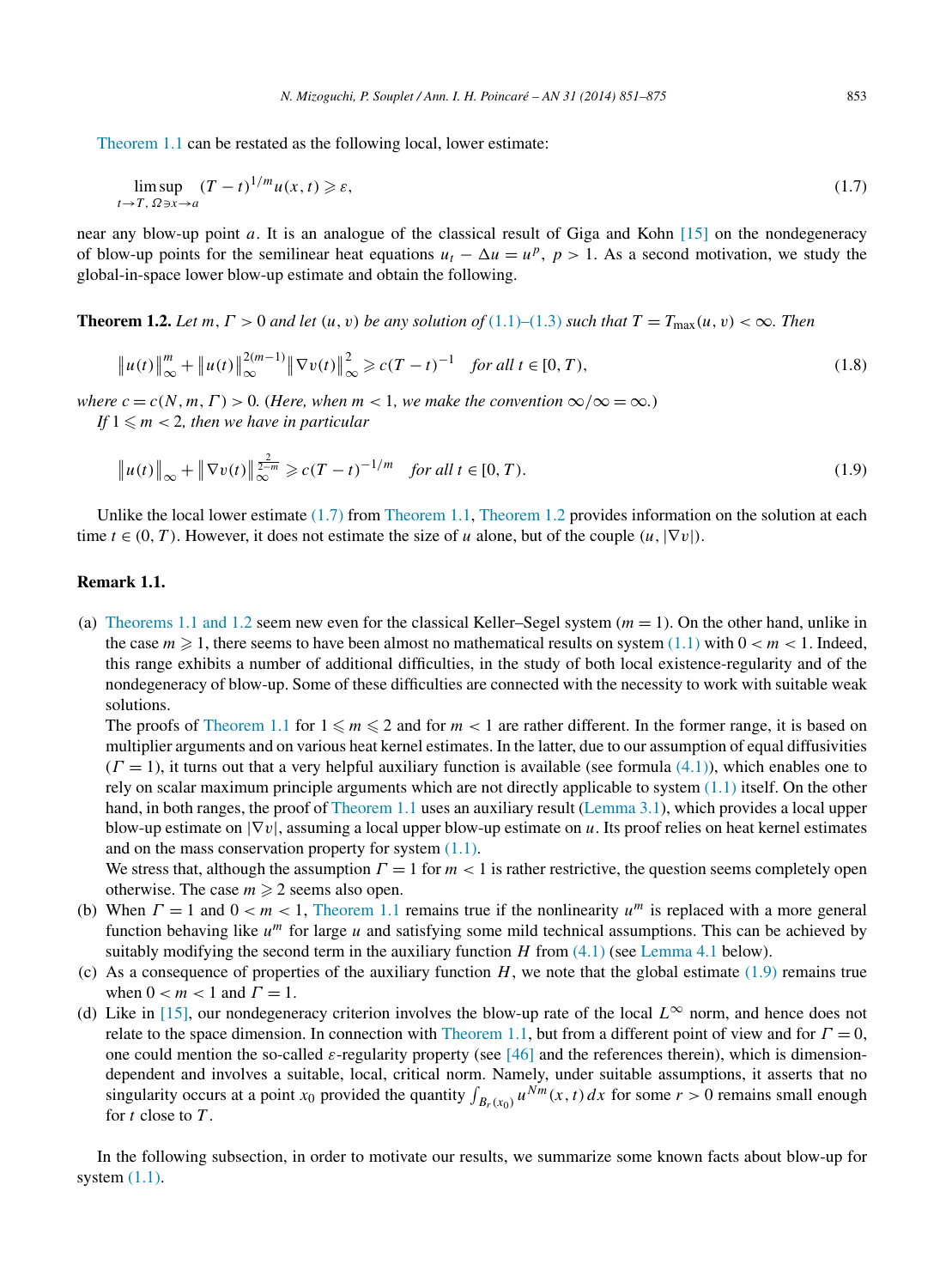Theorem 1.1 can be restated as the following local, lower estimate:

$$\limsup_{t\to T,\, \Omega\ni x\to a} (T-t)^{1/m} u(x,t) \geqslant \varepsilon, \tag{1.7}$$

near any blow-up point $a$. It is an analogue of the classical result of Giga and Kohn [15] on the nondegeneracy of blow-up points for the semilinear heat equations $u_t - \Delta u = u^p$, $p > 1$. As a second motivation, we study the global-in-space lower blow-up estimate and obtain the following.

**Theorem 1.2.** *Let $m, \Gamma > 0$ and let $(u, v)$ be any solution of (1.1)–(1.3) such that $T = T_{\max}(u, v) < \infty$. Then*

$$\|u(t)\|_\infty^m + \|u(t)\|_\infty^{2(m-1)} \|\nabla v(t)\|_\infty^2 \geqslant c(T-t)^{-1} \quad \text{for all } t \in [0, T), \tag{1.8}$$

*where $c = c(N, m, \Gamma) > 0$. (Here, when $m < 1$, we make the convention $\infty/\infty = \infty$.)*

*If $1 \leqslant m < 2$, then we have in particular*

$$\|u(t)\|_\infty + \|\nabla v(t)\|_\infty^{\frac{2}{2-m}} \geqslant c(T-t)^{-1/m} \quad \text{for all } t \in [0, T). \tag{1.9}$$

Unlike the local lower estimate (1.7) from Theorem 1.1, Theorem 1.2 provides information on the solution at each time $t \in (0, T)$. However, it does not estimate the size of $u$ alone, but of the couple $(u, |\nabla v|)$.

**Remark 1.1.**

(a) Theorems 1.1 and 1.2 seem new even for the classical Keller–Segel system ($m = 1$). On the other hand, unlike in the case $m \geqslant 1$, there seems to have been almost no mathematical results on system (1.1) with $0 < m < 1$. Indeed, this range exhibits a number of additional difficulties, in the study of both local existence-regularity and of the nondegeneracy of blow-up. Some of these difficulties are connected with the necessity to work with suitable weak solutions.

The proofs of Theorem 1.1 for $1 \leqslant m \leqslant 2$ and for $m < 1$ are rather different. In the former range, it is based on multiplier arguments and on various heat kernel estimates. In the latter, due to our assumption of equal diffusivities ($\Gamma = 1$), it turns out that a very helpful auxiliary function is available (see formula (4.1)), which enables one to rely on scalar maximum principle arguments which are not directly applicable to system (1.1) itself. On the other hand, in both ranges, the proof of Theorem 1.1 uses an auxiliary result (Lemma 3.1), which provides a local upper blow-up estimate on $|\nabla v|$, assuming a local upper blow-up estimate on $u$. Its proof relies on heat kernel estimates and on the mass conservation property for system (1.1).

We stress that, although the assumption $\Gamma = 1$ for $m < 1$ is rather restrictive, the question seems completely open otherwise. The case $m \geqslant 2$ seems also open.

(b) When $\Gamma = 1$ and $0 < m < 1$, Theorem 1.1 remains true if the nonlinearity $u^m$ is replaced with a more general function behaving like $u^m$ for large $u$ and satisfying some mild technical assumptions. This can be achieved by suitably modifying the second term in the auxiliary function $H$ from (4.1) (see Lemma 4.1 below).

(c) As a consequence of properties of the auxiliary function $H$, we note that the global estimate (1.9) remains true when $0 < m < 1$ and $\Gamma = 1$.

(d) Like in [15], our nondegeneracy criterion involves the blow-up rate of the local $L^\infty$ norm, and hence does not relate to the space dimension. In connection with Theorem 1.1, but from a different point of view and for $\Gamma = 0$, one could mention the so-called $\varepsilon$-regularity property (see [46] and the references therein), which is dimension-dependent and involves a suitable, local, critical norm. Namely, under suitable assumptions, it asserts that no singularity occurs at a point $x_0$ provided the quantity $\int_{B_r(x_0)} u^{Nm}(x,t)\,dx$ for some $r > 0$ remains small enough for $t$ close to $T$.

In the following subsection, in order to motivate our results, we summarize some known facts about blow-up for system (1.1).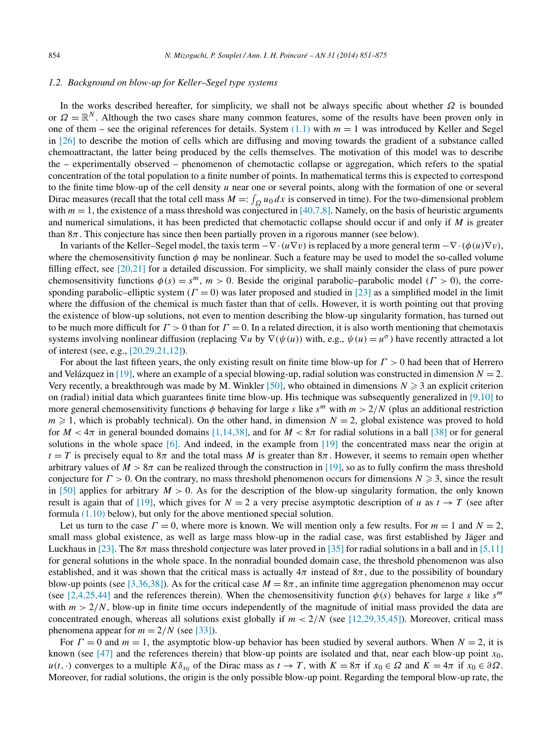### 1.2. Background on blow-up for Keller–Segel type systems

In the works described hereafter, for simplicity, we shall not be always specific about whether $\Omega$ is bounded or $\Omega = \mathbb{R}^N$. Although the two cases share many common features, some of the results have been proven only in one of them – see the original references for details. System (1.1) with $m = 1$ was introduced by Keller and Segel in [26] to describe the motion of cells which are diffusing and moving towards the gradient of a substance called chemoattractant, the latter being produced by the cells themselves. The motivation of this model was to describe the – experimentally observed – phenomenon of chemotactic collapse or aggregation, which refers to the spatial concentration of the total population to a finite number of points. In mathematical terms this is expected to correspond to the finite time blow-up of the cell density $u$ near one or several points, along with the formation of one or several Dirac measures (recall that the total cell mass $M =: \int_\Omega u_0\,dx$ is conserved in time). For the two-dimensional problem with $m = 1$, the existence of a mass threshold was conjectured in [40,7,8]. Namely, on the basis of heuristic arguments and numerical simulations, it has been predicted that chemotactic collapse should occur if and only if $M$ is greater than $8\pi$. This conjecture has since then been partially proven in a rigorous manner (see below).

In variants of the Keller–Segel model, the taxis term $-\nabla\cdot(u\nabla v)$ is replaced by a more general term $-\nabla\cdot(\phi(u)\nabla v)$, where the chemosensitivity function $\phi$ may be nonlinear. Such a feature may be used to model the so-called volume filling effect, see [20,21] for a detailed discussion. For simplicity, we shall mainly consider the class of pure power chemosensitivity functions $\phi(s) = s^m$, $m > 0$. Beside the original parabolic–parabolic model ($\Gamma > 0$), the corresponding parabolic–elliptic system ($\Gamma = 0$) was later proposed and studied in [23] as a simplified model in the limit where the diffusion of the chemical is much faster than that of cells. However, it is worth pointing out that proving the existence of blow-up solutions, not even to mention describing the blow-up singularity formation, has turned out to be much more difficult for $\Gamma > 0$ than for $\Gamma = 0$. In a related direction, it is also worth mentioning that chemotaxis systems involving nonlinear diffusion (replacing $\nabla u$ by $\nabla(\psi(u))$ with, e.g., $\psi(u) = u^\sigma$) have recently attracted a lot of interest (see, e.g., [20,29,21,12]).

For about the last fifteen years, the only existing result on finite time blow-up for $\Gamma > 0$ had been that of Herrero and Velázquez in [19], where an example of a special blowing-up, radial solution was constructed in dimension $N = 2$. Very recently, a breakthrough was made by M. Winkler [50], who obtained in dimensions $N \geqslant 3$ an explicit criterion on (radial) initial data which guarantees finite time blow-up. His technique was subsequently generalized in [9,10] to more general chemosensitivity functions $\phi$ behaving for large $s$ like $s^m$ with $m > 2/N$ (plus an additional restriction $m \geqslant 1$, which is probably technical). On the other hand, in dimension $N = 2$, global existence was proved to hold for $M < 4\pi$ in general bounded domains [1,14,38], and for $M < 8\pi$ for radial solutions in a ball [38] or for general solutions in the whole space [6]. And indeed, in the example from [19] the concentrated mass near the origin at $t = T$ is precisely equal to $8\pi$ and the total mass $M$ is greater than $8\pi$. However, it seems to remain open whether arbitrary values of $M > 8\pi$ can be realized through the construction in [19], so as to fully confirm the mass threshold conjecture for $\Gamma > 0$. On the contrary, no mass threshold phenomenon occurs for dimensions $N \geqslant 3$, since the result in [50] applies for arbitrary $M > 0$. As for the description of the blow-up singularity formation, the only known result is again that of [19], which gives for $N = 2$ a very precise asymptotic description of $u$ as $t \to T$ (see after formula (1.10) below), but only for the above mentioned special solution.

Let us turn to the case $\Gamma = 0$, where more is known. We will mention only a few results. For $m = 1$ and $N = 2$, small mass global existence, as well as large mass blow-up in the radial case, was first established by Jäger and Luckhaus in [23]. The $8\pi$ mass threshold conjecture was later proved in [35] for radial solutions in a ball and in [5,11] for general solutions in the whole space. In the nonradial bounded domain case, the threshold phenomenon was also established, and it was shown that the critical mass is actually $4\pi$ instead of $8\pi$, due to the possibility of boundary blow-up points (see [3,36,38]). As for the critical case $M = 8\pi$, an infinite time aggregation phenomenon may occur (see [2,4,25,44] and the references therein). When the chemosensitivity function $\phi(s)$ behaves for large $s$ like $s^m$ with $m > 2/N$, blow-up in finite time occurs independently of the magnitude of initial mass provided the data are concentrated enough, whereas all solutions exist globally if $m < 2/N$ (see [12,29,35,45]). Moreover, critical mass phenomena appear for $m = 2/N$ (see [33]).

For $\Gamma = 0$ and $m = 1$, the asymptotic blow-up behavior has been studied by several authors. When $N = 2$, it is known (see [47] and the references therein) that blow-up points are isolated and that, near each blow-up point $x_0$, $u(t,\cdot)$ converges to a multiple $K\delta_{x_0}$ of the Dirac mass as $t \to T$, with $K = 8\pi$ if $x_0 \in \Omega$ and $K = 4\pi$ if $x_0 \in \partial\Omega$. Moreover, for radial solutions, the origin is the only possible blow-up point. Regarding the temporal blow-up rate, the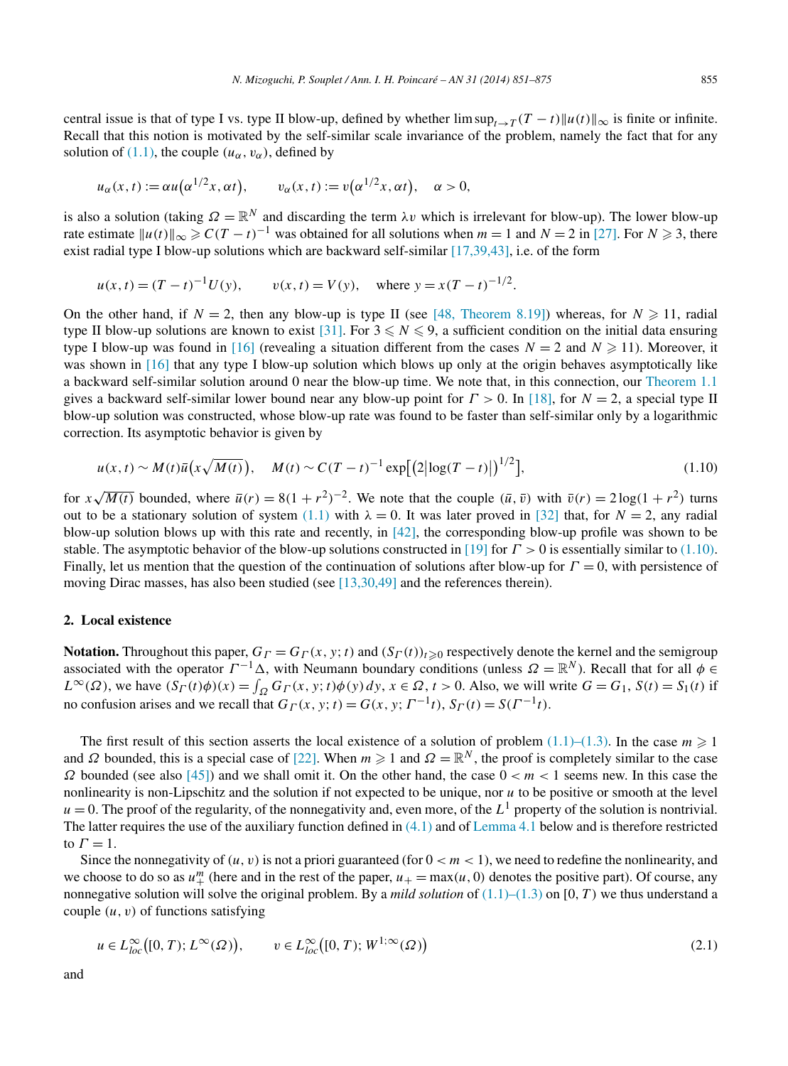central issue is that of type I vs. type II blow-up, defined by whether $\limsup_{t\to T}(T-t)\|u(t)\|_\infty$ is finite or infinite. Recall that this notion is motivated by the self-similar scale invariance of the problem, namely the fact that for any solution of (1.1), the couple $(u_\alpha, v_\alpha)$, defined by

$$u_\alpha(x,t) := \alpha u\bigl(\alpha^{1/2}x, \alpha t\bigr), \qquad v_\alpha(x,t) := v\bigl(\alpha^{1/2}x, \alpha t\bigr), \quad \alpha > 0,$$

is also a solution (taking $\Omega = \mathbb{R}^N$ and discarding the term $\lambda v$ which is irrelevant for blow-up). The lower blow-up rate estimate $\|u(t)\|_\infty \geqslant C(T-t)^{-1}$ was obtained for all solutions when $m=1$ and $N=2$ in [27]. For $N \geqslant 3$, there exist radial type I blow-up solutions which are backward self-similar [17,39,43], i.e. of the form

$$u(x,t) = (T-t)^{-1}U(y), \qquad v(x,t) = V(y), \quad \text{where } y = x(T-t)^{-1/2}.$$

On the other hand, if $N=2$, then any blow-up is type II (see [48, Theorem 8.19]) whereas, for $N \geqslant 11$, radial type II blow-up solutions are known to exist [31]. For $3 \leqslant N \leqslant 9$, a sufficient condition on the initial data ensuring type I blow-up was found in [16] (revealing a situation different from the cases $N=2$ and $N \geqslant 11$). Moreover, it was shown in [16] that any type I blow-up solution which blows up only at the origin behaves asymptotically like a backward self-similar solution around 0 near the blow-up time. We note that, in this connection, our Theorem 1.1 gives a backward self-similar lower bound near any blow-up point for $\Gamma > 0$. In [18], for $N=2$, a special type II blow-up solution was constructed, whose blow-up rate was found to be faster than self-similar only by a logarithmic correction. Its asymptotic behavior is given by

$$u(x,t) \sim M(t)\bar{u}\bigl(x\sqrt{M(t)}\bigr), \qquad M(t) \sim C(T-t)^{-1}\exp\bigl[\bigl(2\bigl|\log(T-t)\bigr|\bigr)^{1/2}\bigr], \tag{1.10}$$

for $x\sqrt{M(t)}$ bounded, where $\bar{u}(r) = 8(1+r^2)^{-2}$. We note that the couple $(\bar{u}, \bar{v})$ with $\bar{v}(r) = 2\log(1+r^2)$ turns out to be a stationary solution of system (1.1) with $\lambda = 0$. It was later proved in [32] that, for $N=2$, any radial blow-up solution blows up with this rate and recently, in [42], the corresponding blow-up profile was shown to be stable. The asymptotic behavior of the blow-up solutions constructed in [19] for $\Gamma > 0$ is essentially similar to (1.10). Finally, let us mention that the question of the continuation of solutions after blow-up for $\Gamma = 0$, with persistence of moving Dirac masses, has also been studied (see [13,30,49] and the references therein).

## 2. Local existence

**Notation.** Throughout this paper, $G_\Gamma = G_\Gamma(x,y;t)$ and $(S_\Gamma(t))_{t\geqslant 0}$ respectively denote the kernel and the semigroup associated with the operator $\Gamma^{-1}\Delta$, with Neumann boundary conditions (unless $\Omega = \mathbb{R}^N$). Recall that for all $\phi \in L^\infty(\Omega)$, we have $(S_\Gamma(t)\phi)(x) = \int_\Omega G_\Gamma(x,y;t)\phi(y)\,dy$, $x \in \Omega$, $t > 0$. Also, we will write $G = G_1$, $S(t) = S_1(t)$ if no confusion arises and we recall that $G_\Gamma(x,y;t) = G(x,y;\Gamma^{-1}t)$, $S_\Gamma(t) = S(\Gamma^{-1}t)$.

The first result of this section asserts the local existence of a solution of problem (1.1)–(1.3). In the case $m \geqslant 1$ and $\Omega$ bounded, this is a special case of [22]. When $m \geqslant 1$ and $\Omega = \mathbb{R}^N$, the proof is completely similar to the case $\Omega$ bounded (see also [45]) and we shall omit it. On the other hand, the case $0 < m < 1$ seems new. In this case the nonlinearity is non-Lipschitz and the solution if not expected to be unique, nor $u$ to be positive or smooth at the level $u = 0$. The proof of the regularity, of the nonnegativity and, even more, of the $L^1$ property of the solution is nontrivial. The latter requires the use of the auxiliary function defined in (4.1) and of Lemma 4.1 below and is therefore restricted to $\Gamma = 1$.

Since the nonnegativity of $(u,v)$ is not a priori guaranteed (for $0 < m < 1$), we need to redefine the nonlinearity, and we choose to do so as $u_+^m$ (here and in the rest of the paper, $u_+ = \max(u,0)$ denotes the positive part). Of course, any nonnegative solution will solve the original problem. By a *mild solution* of (1.1)–(1.3) on $[0,T)$ we thus understand a couple $(u,v)$ of functions satisfying

$$u \in L^\infty_{loc}\bigl([0,T); L^\infty(\Omega)\bigr), \qquad v \in L^\infty_{loc}\bigl([0,T); W^{1;\infty}(\Omega)\bigr) \tag{2.1}$$

and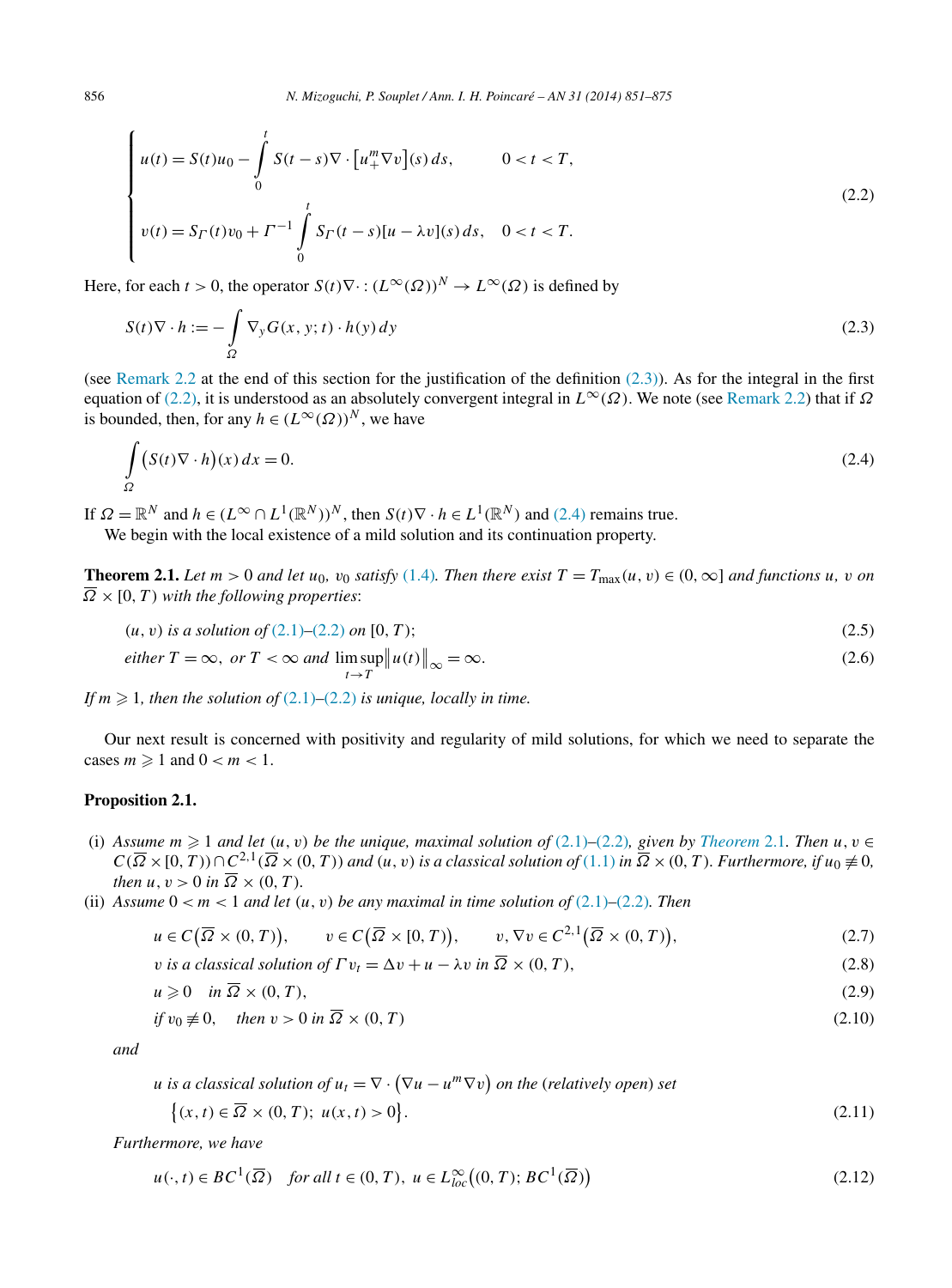$$
\begin{cases}
u(t) = S(t)u_0 - \displaystyle\int_0^t S(t-s)\nabla \cdot \left[u_+^m \nabla v\right](s)\,ds, & 0 < t < T, \\[2ex]
v(t) = S_\Gamma(t)v_0 + \Gamma^{-1} \displaystyle\int_0^t S_\Gamma(t-s)[u - \lambda v](s)\,ds, & 0 < t < T.
\end{cases}
\tag{2.2}
$$

Here, for each $t > 0$, the operator $S(t)\nabla \cdot : (L^\infty(\Omega))^N \to L^\infty(\Omega)$ is defined by

$$
S(t)\nabla \cdot h := -\int_\Omega \nabla_y G(x, y; t) \cdot h(y)\,dy
\tag{2.3}
$$

(see Remark 2.2 at the end of this section for the justification of the definition (2.3)). As for the integral in the first equation of (2.2), it is understood as an absolutely convergent integral in $L^\infty(\Omega)$. We note (see Remark 2.2) that if $\Omega$ is bounded, then, for any $h \in (L^\infty(\Omega))^N$, we have

$$
\int_\Omega \big(S(t)\nabla \cdot h\big)(x)\,dx = 0.
\tag{2.4}
$$

If $\Omega = \mathbb{R}^N$ and $h \in (L^\infty \cap L^1(\mathbb{R}^N))^N$, then $S(t)\nabla \cdot h \in L^1(\mathbb{R}^N)$ and (2.4) remains true.

We begin with the local existence of a mild solution and its continuation property.

**Theorem 2.1.** *Let $m > 0$ and let $u_0$, $v_0$ satisfy (1.4). Then there exist $T = T_{\max}(u, v) \in (0, \infty]$ and functions $u$, $v$ on $\overline{\Omega} \times [0, T)$ with the following properties:*

$$
(u, v) \text{ is a solution of (2.1)–(2.2) on } [0, T);
\tag{2.5}
$$

$$
\text{either } T = \infty, \text{ or } T < \infty \text{ and } \limsup_{t \to T} \|u(t)\|_\infty = \infty.
\tag{2.6}
$$

*If $m \geqslant 1$, then the solution of (2.1)–(2.2) is unique, locally in time.*

Our next result is concerned with positivity and regularity of mild solutions, for which we need to separate the cases $m \geqslant 1$ and $0 < m < 1$.

**Proposition 2.1.**

(i) *Assume $m \geqslant 1$ and let $(u, v)$ be the unique, maximal solution of (2.1)–(2.2), given by Theorem 2.1. Then $u, v \in C(\overline{\Omega} \times [0, T)) \cap C^{2,1}(\overline{\Omega} \times (0, T))$ and $(u, v)$ is a classical solution of (1.1) in $\overline{\Omega} \times (0, T)$. Furthermore, if $u_0 \not\equiv 0$, then $u, v > 0$ in $\overline{\Omega} \times (0, T)$.*

(ii) *Assume $0 < m < 1$ and let $(u, v)$ be any maximal in time solution of (2.1)–(2.2). Then*

$$
u \in C\big(\overline{\Omega} \times (0, T)\big), \qquad v \in C\big(\overline{\Omega} \times [0, T)\big), \qquad v, \nabla v \in C^{2,1}\big(\overline{\Omega} \times (0, T)\big),
\tag{2.7}
$$

$$
v \text{ is a classical solution of } \Gamma v_t = \Delta v + u - \lambda v \text{ in } \overline{\Omega} \times (0, T),
\tag{2.8}
$$

$$
u \geqslant 0 \quad \text{in } \overline{\Omega} \times (0, T),
\tag{2.9}
$$

$$
\text{if } v_0 \not\equiv 0, \quad \text{then } v > 0 \text{ in } \overline{\Omega} \times (0, T)
\tag{2.10}
$$

*and*

$$
u \text{ is a classical solution of } u_t = \nabla \cdot \big(\nabla u - u^m \nabla v\big) \text{ on the (relatively open) set } \big\{(x, t) \in \overline{\Omega} \times (0, T);\ u(x, t) > 0\big\}.
\tag{2.11}
$$

*Furthermore, we have*

$$
u(\cdot, t) \in BC^1(\overline{\Omega}) \quad \text{for all } t \in (0, T), \ u \in L^\infty_{loc}\big((0, T); BC^1(\overline{\Omega})\big)
\tag{2.12}
$$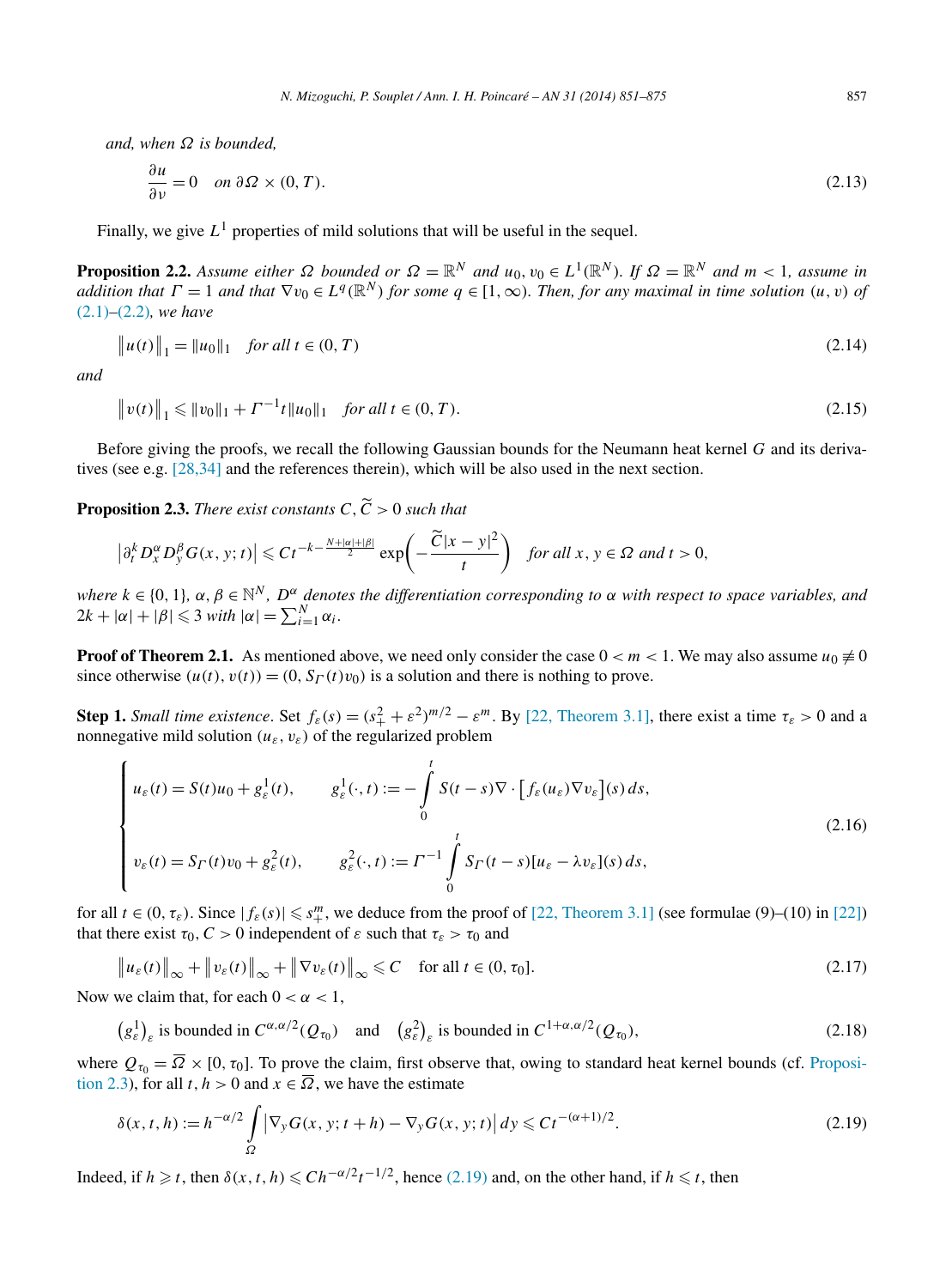*and, when $\Omega$ is bounded,*

$$\frac{\partial u}{\partial \nu} = 0 \quad \text{on } \partial\Omega \times (0,T). \tag{2.13}$$

Finally, we give $L^1$ properties of mild solutions that will be useful in the sequel.

**Proposition 2.2.** *Assume either $\Omega$ bounded or $\Omega = \mathbb{R}^N$ and $u_0, v_0 \in L^1(\mathbb{R}^N)$. If $\Omega = \mathbb{R}^N$ and $m < 1$, assume in addition that $\Gamma = 1$ and that $\nabla v_0 \in L^q(\mathbb{R}^N)$ for some $q \in [1,\infty)$. Then, for any maximal in time solution $(u,v)$ of (2.1)–(2.2), we have*

$$\|u(t)\|_1 = \|u_0\|_1 \quad \text{for all } t \in (0,T) \tag{2.14}$$

*and*

$$\|v(t)\|_1 \leqslant \|v_0\|_1 + \Gamma^{-1} t \|u_0\|_1 \quad \text{for all } t \in (0,T). \tag{2.15}$$

Before giving the proofs, we recall the following Gaussian bounds for the Neumann heat kernel $G$ and its derivatives (see e.g. [28,34] and the references therein), which will be also used in the next section.

**Proposition 2.3.** *There exist constants $C, \widetilde{C} > 0$ such that*

$$\left|\partial_t^k D_x^\alpha D_y^\beta G(x,y;t)\right| \leqslant C t^{-k-\frac{N+|\alpha|+|\beta|}{2}} \exp\left(-\frac{\widetilde{C}|x-y|^2}{t}\right) \quad \text{for all } x, y \in \Omega \text{ and } t > 0,$$

*where $k \in \{0,1\}$, $\alpha, \beta \in \mathbb{N}^N$, $D^\alpha$ denotes the differentiation corresponding to $\alpha$ with respect to space variables, and $2k + |\alpha| + |\beta| \leqslant 3$ with $|\alpha| = \sum_{i=1}^N \alpha_i$.*

**Proof of Theorem 2.1.** As mentioned above, we need only consider the case $0 < m < 1$. We may also assume $u_0 \not\equiv 0$ since otherwise $(u(t), v(t)) = (0, S_\Gamma(t)v_0)$ is a solution and there is nothing to prove.

**Step 1.** *Small time existence*. Set $f_\varepsilon(s) = (s_+^2 + \varepsilon^2)^{m/2} - \varepsilon^m$. By [22, Theorem 3.1], there exist a time $\tau_\varepsilon > 0$ and a nonnegative mild solution $(u_\varepsilon, v_\varepsilon)$ of the regularized problem

$$\begin{cases} u_\varepsilon(t) = S(t)u_0 + g_\varepsilon^1(t), & g_\varepsilon^1(\cdot,t) := -\displaystyle\int_0^t S(t-s)\nabla \cdot \left[f_\varepsilon(u_\varepsilon)\nabla v_\varepsilon\right](s)\,ds, \\ v_\varepsilon(t) = S_\Gamma(t)v_0 + g_\varepsilon^2(t), & g_\varepsilon^2(\cdot,t) := \Gamma^{-1}\displaystyle\int_0^t S_\Gamma(t-s)[u_\varepsilon - \lambda v_\varepsilon](s)\,ds, \end{cases} \tag{2.16}$$

for all $t \in (0,\tau_\varepsilon)$. Since $|f_\varepsilon(s)| \leqslant s_+^m$, we deduce from the proof of [22, Theorem 3.1] (see formulae (9)–(10) in [22]) that there exist $\tau_0, C > 0$ independent of $\varepsilon$ such that $\tau_\varepsilon > \tau_0$ and

$$\|u_\varepsilon(t)\|_\infty + \|v_\varepsilon(t)\|_\infty + \|\nabla v_\varepsilon(t)\|_\infty \leqslant C \quad \text{for all } t \in (0,\tau_0]. \tag{2.17}$$

Now we claim that, for each $0 < \alpha < 1$,

$$\left(g_\varepsilon^1\right)_\varepsilon \text{ is bounded in } C^{\alpha,\alpha/2}(Q_{\tau_0}) \quad \text{and} \quad \left(g_\varepsilon^2\right)_\varepsilon \text{ is bounded in } C^{1+\alpha,\alpha/2}(Q_{\tau_0}), \tag{2.18}$$

where $Q_{\tau_0} = \overline{\Omega} \times [0,\tau_0]$. To prove the claim, first observe that, owing to standard heat kernel bounds (cf. Proposition 2.3), for all $t, h > 0$ and $x \in \overline{\Omega}$, we have the estimate

$$\delta(x,t,h) := h^{-\alpha/2}\int_\Omega \left|\nabla_y G(x,y;t+h) - \nabla_y G(x,y;t)\right| dy \leqslant C t^{-(\alpha+1)/2}. \tag{2.19}$$

Indeed, if $h \geqslant t$, then $\delta(x,t,h) \leqslant C h^{-\alpha/2} t^{-1/2}$, hence (2.19) and, on the other hand, if $h \leqslant t$, then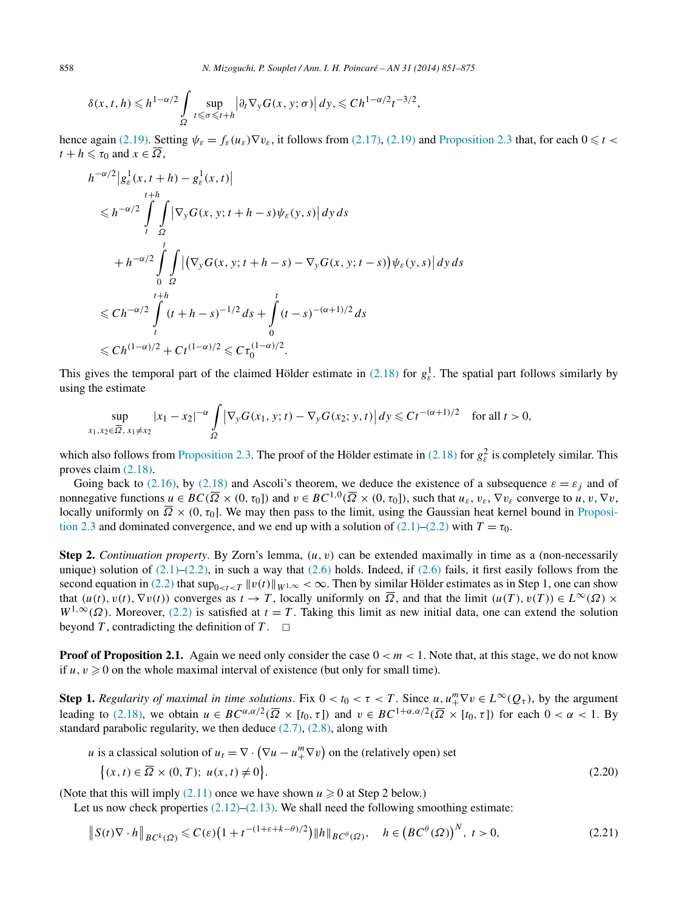$$\delta(x,t,h) \leqslant h^{1-\alpha/2} \int_\Omega \sup_{t\leqslant\sigma\leqslant t+h} \left|\partial_t \nabla_y G(x,y;\sigma)\right| dy, \leqslant Ch^{1-\alpha/2} t^{-3/2},$$

hence again (2.19). Setting $\psi_\varepsilon = f_\varepsilon(u_\varepsilon)\nabla v_\varepsilon$, it follows from (2.17), (2.19) and Proposition 2.3 that, for each $0 \leqslant t < t+h \leqslant \tau_0$ and $x \in \overline{\Omega}$,

$$\begin{aligned}
&h^{-\alpha/2}\left|g_\varepsilon^1(x,t+h) - g_\varepsilon^1(x,t)\right| \\
&\quad\leqslant h^{-\alpha/2} \int_t^{t+h} \int_\Omega \left|\nabla_y G(x,y;t+h-s)\psi_\varepsilon(y,s)\right| dy\, ds \\
&\qquad + h^{-\alpha/2} \int_0^t \int_\Omega \left|\left(\nabla_y G(x,y;t+h-s) - \nabla_y G(x,y;t-s)\right)\psi_\varepsilon(y,s)\right| dy\, ds \\
&\quad\leqslant Ch^{-\alpha/2} \int_t^{t+h} (t+h-s)^{-1/2}\, ds + \int_0^t (t-s)^{-(\alpha+1)/2}\, ds \\
&\quad\leqslant Ch^{(1-\alpha)/2} + Ct^{(1-\alpha)/2} \leqslant C\tau_0^{(1-\alpha)/2}.
\end{aligned}$$

This gives the temporal part of the claimed Hölder estimate in (2.18) for $g_\varepsilon^1$. The spatial part follows similarly by using the estimate

$$\sup_{x_1,x_2\in\overline{\Omega},\, x_1\neq x_2} |x_1-x_2|^{-\alpha} \int_\Omega \left|\nabla_y G(x_1,y;t) - \nabla_y G(x_2;y,t)\right| dy \leqslant Ct^{-(\alpha+1)/2} \quad \text{for all } t>0,$$

which also follows from Proposition 2.3. The proof of the Hölder estimate in (2.18) for $g_\varepsilon^2$ is completely similar. This proves claim (2.18).

Going back to (2.16), by (2.18) and Ascoli's theorem, we deduce the existence of a subsequence $\varepsilon = \varepsilon_j$ and of nonnegative functions $u \in BC(\overline{\Omega} \times (0,\tau_0])$ and $v \in BC^{1,0}(\overline{\Omega} \times (0,\tau_0])$, such that $u_\varepsilon$, $v_\varepsilon$, $\nabla v_\varepsilon$ converge to $u$, $v$, $\nabla v$, locally uniformly on $\overline{\Omega} \times (0,\tau_0]$. We may then pass to the limit, using the Gaussian heat kernel bound in Proposition 2.3 and dominated convergence, and we end up with a solution of (2.1)–(2.2) with $T = \tau_0$.

**Step 2.** *Continuation property*. By Zorn's lemma, $(u,v)$ can be extended maximally in time as a (non-necessarily unique) solution of (2.1)–(2.2), in such a way that (2.6) holds. Indeed, if (2.6) fails, it first easily follows from the second equation in (2.2) that $\sup_{0<t<T}\|v(t)\|_{W^{1,\infty}} < \infty$. Then by similar Hölder estimates as in Step 1, one can show that $(u(t), v(t), \nabla v(t))$ converges as $t \to T$, locally uniformly on $\overline{\Omega}$, and that the limit $(u(T), v(T)) \in L^\infty(\Omega) \times W^{1,\infty}(\Omega)$. Moreover, (2.2) is satisfied at $t = T$. Taking this limit as new initial data, one can extend the solution beyond $T$, contradicting the definition of $T$. $\square$

**Proof of Proposition 2.1.** Again we need only consider the case $0 < m < 1$. Note that, at this stage, we do not know if $u, v \geqslant 0$ on the whole maximal interval of existence (but only for small time).

**Step 1.** *Regularity of maximal in time solutions*. Fix $0 < t_0 < \tau < T$. Since $u, u_+^m \nabla v \in L^\infty(Q_\tau)$, by the argument leading to (2.18), we obtain $u \in BC^{\alpha,\alpha/2}(\overline{\Omega} \times [t_0,\tau])$ and $v \in BC^{1+\alpha,\alpha/2}(\overline{\Omega} \times [t_0,\tau])$ for each $0 < \alpha < 1$. By standard parabolic regularity, we then deduce (2.7), (2.8), along with

$$\begin{aligned}
&u \text{ is a classical solution of } u_t = \nabla \cdot \left(\nabla u - u_+^m \nabla v\right) \text{ on the (relatively open) set} \\
&\quad \left\{(x,t) \in \overline{\Omega} \times (0,T);\ u(x,t) \neq 0\right\}.
\end{aligned} \tag{2.20}$$

(Note that this will imply (2.11) once we have shown $u \geqslant 0$ at Step 2 below.)

Let us now check properties (2.12)–(2.13). We shall need the following smoothing estimate:

$$\left\|S(t)\nabla \cdot h\right\|_{BC^k(\Omega)} \leqslant C(\varepsilon)\left(1 + t^{-(1+\varepsilon+k-\theta)/2}\right)\|h\|_{BC^\theta(\Omega)}, \quad h \in \left(BC^\theta(\Omega)\right)^N,\ t>0, \tag{2.21}$$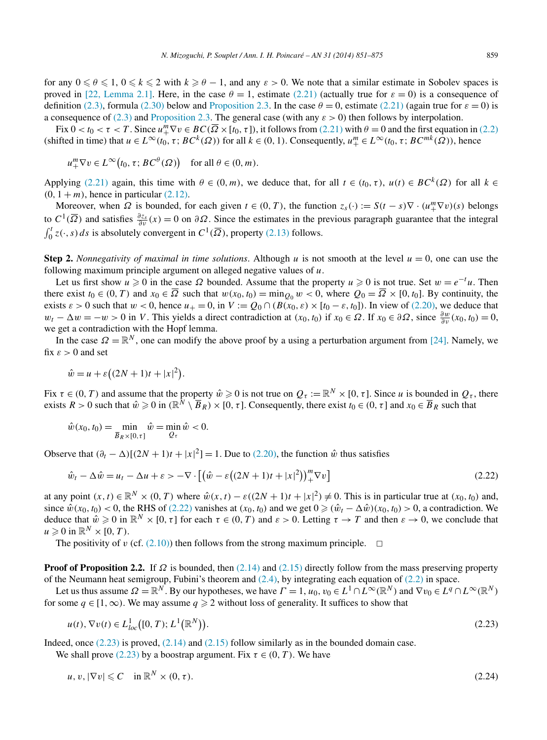for any $0 \leqslant \theta \leqslant 1$, $0 \leqslant k \leqslant 2$ with $k \geqslant \theta - 1$, and any $\varepsilon > 0$. We note that a similar estimate in Sobolev spaces is proved in [22, Lemma 2.1]. Here, in the case $\theta = 1$, estimate (2.21) (actually true for $\varepsilon = 0$) is a consequence of definition (2.3), formula (2.30) below and Proposition 2.3. In the case $\theta = 0$, estimate (2.21) (again true for $\varepsilon = 0$) is a consequence of (2.3) and Proposition 2.3. The general case (with any $\varepsilon > 0$) then follows by interpolation.

Fix $0 < t_0 < \tau < T$. Since $u_+^m \nabla v \in BC(\overline{\Omega} \times [t_0, \tau])$, it follows from (2.21) with $\theta = 0$ and the first equation in (2.2) (shifted in time) that $u \in L^\infty(t_0, \tau; BC^k(\Omega))$ for all $k \in (0, 1)$. Consequently, $u_+^m \in L^\infty(t_0, \tau; BC^{mk}(\Omega))$, hence

$$u_+^m \nabla v \in L^\infty\big(t_0, \tau; BC^\theta(\Omega)\big) \quad \text{for all } \theta \in (0, m).$$

Applying (2.21) again, this time with $\theta \in (0, m)$, we deduce that, for all $t \in (t_0, \tau)$, $u(t) \in BC^k(\Omega)$ for all $k \in (0, 1 + m)$, hence in particular (2.12).

Moreover, when $\Omega$ is bounded, for each given $t \in (0, T)$, the function $z_s(\cdot) := S(t - s)\nabla \cdot (u_+^m \nabla v)(s)$ belongs to $C^1(\overline{\Omega})$ and satisfies $\frac{\partial z_s}{\partial \nu}(x) = 0$ on $\partial\Omega$. Since the estimates in the previous paragraph guarantee that the integral $\int_0^t z(\cdot, s)\, ds$ is absolutely convergent in $C^1(\overline{\Omega})$, property (2.13) follows.

**Step 2.** *Nonnegativity of maximal in time solutions*. Although $u$ is not smooth at the level $u = 0$, one can use the following maximum principle argument on alleged negative values of $u$.

Let us first show $u \geqslant 0$ in the case $\Omega$ bounded. Assume that the property $u \geqslant 0$ is not true. Set $w = e^{-t}u$. Then there exist $t_0 \in (0, T)$ and $x_0 \in \overline{\Omega}$ such that $w(x_0, t_0) = \min_{Q_0} w < 0$, where $Q_0 = \overline{\Omega} \times [0, t_0]$. By continuity, the exists $\varepsilon > 0$ such that $w < 0$, hence $u_+ = 0$, in $V := Q_0 \cap (B(x_0, \varepsilon) \times [t_0 - \varepsilon, t_0])$. In view of (2.20), we deduce that $w_t - \Delta w = -w > 0$ in $V$. This yields a direct contradiction at $(x_0, t_0)$ if $x_0 \in \Omega$. If $x_0 \in \partial\Omega$, since $\frac{\partial w}{\partial \nu}(x_0, t_0) = 0$, we get a contradiction with the Hopf lemma.

In the case $\Omega = \mathbb{R}^N$, one can modify the above proof by a using a perturbation argument from [24]. Namely, we fix $\varepsilon > 0$ and set

$$\hat{w} = u + \varepsilon\big((2N + 1)t + |x|^2\big).$$

Fix $\tau \in (0, T)$ and assume that the property $\hat{w} \geqslant 0$ is not true on $Q_\tau := \mathbb{R}^N \times [0, \tau]$. Since $u$ is bounded in $Q_\tau$, there exists $R > 0$ such that $\hat{w} \geqslant 0$ in $(\mathbb{R}^N \setminus \overline{B}_R) \times [0, \tau]$. Consequently, there exist $t_0 \in (0, \tau]$ and $x_0 \in \overline{B}_R$ such that

$$\hat{w}(x_0, t_0) = \min_{\overline{B}_R \times [0, \tau]} \hat{w} = \min_{Q_\tau} \hat{w} < 0.$$

Observe that $(\partial_t - \Delta)[(2N + 1)t + |x|^2] = 1$. Due to (2.20), the function $\hat{w}$ thus satisfies

$$\hat{w}_t - \Delta\hat{w} = u_t - \Delta u + \varepsilon > -\nabla \cdot \Big[\big(\hat{w} - \varepsilon\big((2N + 1)t + |x|^2\big)\big)_+^m \nabla v\Big] \tag{2.22}$$

at any point $(x, t) \in \mathbb{R}^N \times (0, T)$ where $\hat{w}(x, t) - \varepsilon((2N + 1)t + |x|^2) \neq 0$. This is in particular true at $(x_0, t_0)$ and, since $\hat{w}(x_0, t_0) < 0$, the RHS of (2.22) vanishes at $(x_0, t_0)$ and we get $0 \geqslant (\hat{w}_t - \Delta\hat{w})(x_0, t_0) > 0$, a contradiction. We deduce that $\hat{w} \geqslant 0$ in $\mathbb{R}^N \times [0, \tau]$ for each $\tau \in (0, T)$ and $\varepsilon > 0$. Letting $\tau \to T$ and then $\varepsilon \to 0$, we conclude that $u \geqslant 0$ in $\mathbb{R}^N \times [0, T)$.

The positivity of $v$ (cf. (2.10)) then follows from the strong maximum principle. $\square$

**Proof of Proposition 2.2.** If $\Omega$ is bounded, then (2.14) and (2.15) directly follow from the mass preserving property of the Neumann heat semigroup, Fubini's theorem and (2.4), by integrating each equation of (2.2) in space.

Let us thus assume $\Omega = \mathbb{R}^N$. By our hypotheses, we have $\Gamma = 1$, $u_0, v_0 \in L^1 \cap L^\infty(\mathbb{R}^N)$ and $\nabla v_0 \in L^q \cap L^\infty(\mathbb{R}^N)$ for some $q \in [1, \infty)$. We may assume $q \geqslant 2$ without loss of generality. It suffices to show that

$$u(t), \nabla v(t) \in L^1_{loc}\big([0, T); L^1\big(\mathbb{R}^N\big)\big). \tag{2.23}$$

Indeed, once (2.23) is proved, (2.14) and (2.15) follow similarly as in the bounded domain case.

We shall prove (2.23) by a boostrap argument. Fix $\tau \in (0, T)$. We have

$$u, v, |\nabla v| \leqslant C \quad \text{in } \mathbb{R}^N \times (0, \tau). \tag{2.24}$$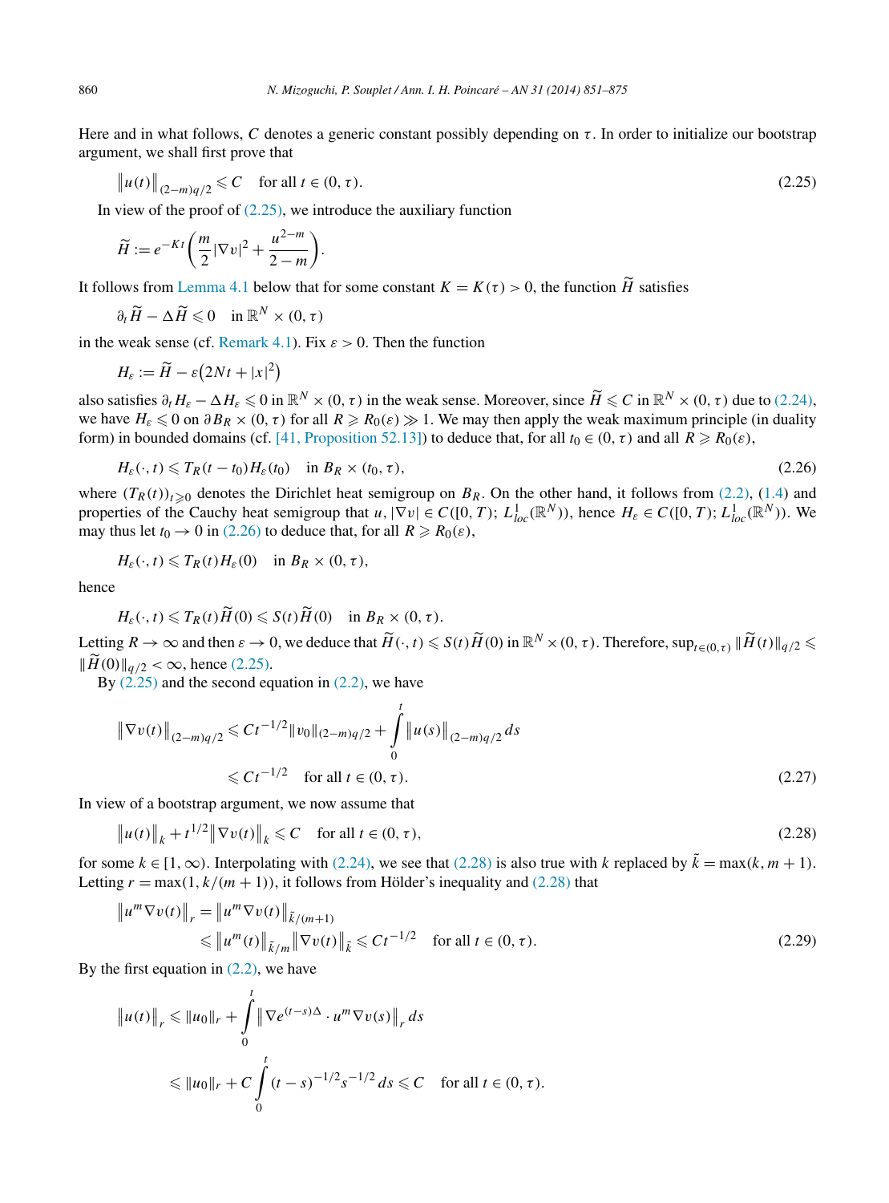Here and in what follows, $C$ denotes a generic constant possibly depending on $\tau$. In order to initialize our bootstrap argument, we shall first prove that

$$\|u(t)\|_{(2-m)q/2} \leqslant C \quad \text{for all } t \in (0,\tau). \tag{2.25}$$

In view of the proof of (2.25), we introduce the auxiliary function

$$\widetilde{H} := e^{-Kt}\left(\frac{m}{2}|\nabla v|^2 + \frac{u^{2-m}}{2-m}\right).$$

It follows from Lemma 4.1 below that for some constant $K = K(\tau) > 0$, the function $\widetilde{H}$ satisfies

$$\partial_t \widetilde{H} - \Delta \widetilde{H} \leqslant 0 \quad \text{in } \mathbb{R}^N \times (0,\tau)$$

in the weak sense (cf. Remark 4.1). Fix $\varepsilon > 0$. Then the function

$$H_\varepsilon := \widetilde{H} - \varepsilon\big(2Nt + |x|^2\big)$$

also satisfies $\partial_t H_\varepsilon - \Delta H_\varepsilon \leqslant 0$ in $\mathbb{R}^N \times (0,\tau)$ in the weak sense. Moreover, since $\widetilde{H} \leqslant C$ in $\mathbb{R}^N \times (0,\tau)$ due to (2.24), we have $H_\varepsilon \leqslant 0$ on $\partial B_R \times (0,\tau)$ for all $R \geqslant R_0(\varepsilon) \gg 1$. We may then apply the weak maximum principle (in duality form) in bounded domains (cf. [41, Proposition 52.13]) to deduce that, for all $t_0 \in (0,\tau)$ and all $R \geqslant R_0(\varepsilon)$,

$$H_\varepsilon(\cdot,t) \leqslant T_R(t-t_0)H_\varepsilon(t_0) \quad \text{in } B_R \times (t_0,\tau), \tag{2.26}$$

where $(T_R(t))_{t\geqslant 0}$ denotes the Dirichlet heat semigroup on $B_R$. On the other hand, it follows from (2.2), (1.4) and properties of the Cauchy heat semigroup that $u, |\nabla v| \in C([0,T); L^1_{loc}(\mathbb{R}^N))$, hence $H_\varepsilon \in C([0,T); L^1_{loc}(\mathbb{R}^N))$. We may thus let $t_0 \to 0$ in (2.26) to deduce that, for all $R \geqslant R_0(\varepsilon)$,

$$H_\varepsilon(\cdot,t) \leqslant T_R(t)H_\varepsilon(0) \quad \text{in } B_R \times (0,\tau),$$

hence

$$H_\varepsilon(\cdot,t) \leqslant T_R(t)\widetilde{H}(0) \leqslant S(t)\widetilde{H}(0) \quad \text{in } B_R \times (0,\tau).$$

Letting $R \to \infty$ and then $\varepsilon \to 0$, we deduce that $\widetilde{H}(\cdot,t) \leqslant S(t)\widetilde{H}(0)$ in $\mathbb{R}^N \times (0,\tau)$. Therefore, $\sup_{t\in(0,\tau)} \|\widetilde{H}(t)\|_{q/2} \leqslant \|\widetilde{H}(0)\|_{q/2} < \infty$, hence (2.25).

By (2.25) and the second equation in (2.2), we have

$$\begin{aligned}
\|\nabla v(t)\|_{(2-m)q/2} &\leqslant Ct^{-1/2}\|v_0\|_{(2-m)q/2} + \int_0^t \|u(s)\|_{(2-m)q/2}\,ds \\
&\leqslant Ct^{-1/2} \quad \text{for all } t \in (0,\tau).
\end{aligned} \tag{2.27}$$

In view of a bootstrap argument, we now assume that

$$\|u(t)\|_k + t^{1/2}\|\nabla v(t)\|_k \leqslant C \quad \text{for all } t \in (0,\tau), \tag{2.28}$$

for some $k \in [1,\infty)$. Interpolating with (2.24), we see that (2.28) is also true with $k$ replaced by $\tilde{k} = \max(k, m+1)$. Letting $r = \max(1, k/(m+1))$, it follows from Hölder's inequality and (2.28) that

$$\begin{aligned}
\|u^m \nabla v(t)\|_r &= \|u^m \nabla v(t)\|_{\tilde{k}/(m+1)} \\
&\leqslant \|u^m(t)\|_{\tilde{k}/m} \|\nabla v(t)\|_{\tilde{k}} \leqslant Ct^{-1/2} \quad \text{for all } t \in (0,\tau).
\end{aligned} \tag{2.29}$$

By the first equation in (2.2), we have

$$\begin{aligned}
\|u(t)\|_r &\leqslant \|u_0\|_r + \int_0^t \|\nabla e^{(t-s)\Delta} \cdot u^m \nabla v(s)\|_r\,ds \\
&\leqslant \|u_0\|_r + C\int_0^t (t-s)^{-1/2}s^{-1/2}\,ds \leqslant C \quad \text{for all } t \in (0,\tau).
\end{aligned}$$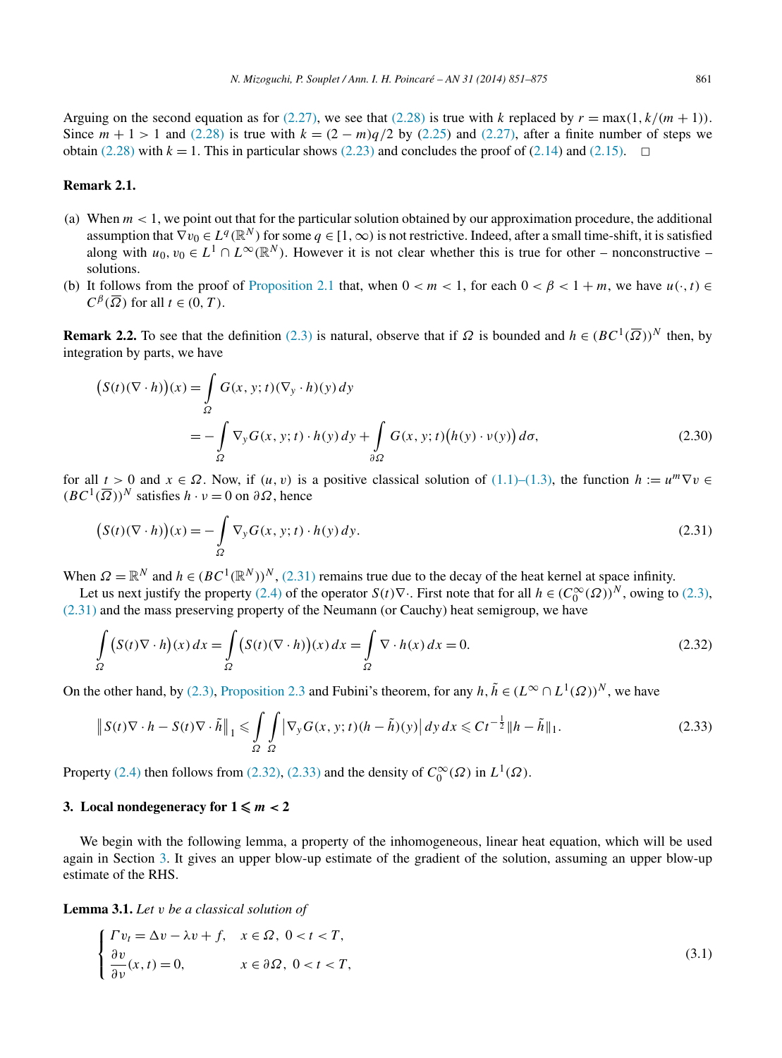Arguing on the second equation as for (2.27), we see that (2.28) is true with $k$ replaced by $r = \max(1, k/(m+1))$. Since $m+1 > 1$ and (2.28) is true with $k = (2-m)q/2$ by (2.25) and (2.27), after a finite number of steps we obtain (2.28) with $k = 1$. This in particular shows (2.23) and concludes the proof of (2.14) and (2.15). $\square$

**Remark 2.1.**

(a) When $m < 1$, we point out that for the particular solution obtained by our approximation procedure, the additional assumption that $\nabla v_0 \in L^q(\mathbb{R}^N)$ for some $q \in [1, \infty)$ is not restrictive. Indeed, after a small time-shift, it is satisfied along with $u_0, v_0 \in L^1 \cap L^\infty(\mathbb{R}^N)$. However it is not clear whether this is true for other – nonconstructive – solutions.

(b) It follows from the proof of Proposition 2.1 that, when $0 < m < 1$, for each $0 < \beta < 1 + m$, we have $u(\cdot, t) \in C^\beta(\overline{\Omega})$ for all $t \in (0, T)$.

**Remark 2.2.** To see that the definition (2.3) is natural, observe that if $\Omega$ is bounded and $h \in (BC^1(\overline{\Omega}))^N$ then, by integration by parts, we have

$$\begin{aligned}\big(S(t)(\nabla \cdot h)\big)(x) &= \int_\Omega G(x, y; t)(\nabla_y \cdot h)(y)\, dy \\ &= -\int_\Omega \nabla_y G(x, y; t) \cdot h(y)\, dy + \int_{\partial\Omega} G(x, y; t)\big(h(y) \cdot \nu(y)\big)\, d\sigma, \end{aligned} \tag{2.30}$$

for all $t > 0$ and $x \in \Omega$. Now, if $(u, v)$ is a positive classical solution of (1.1)–(1.3), the function $h := u^m \nabla v \in (BC^1(\overline{\Omega}))^N$ satisfies $h \cdot \nu = 0$ on $\partial\Omega$, hence

$$\big(S(t)(\nabla \cdot h)\big)(x) = -\int_\Omega \nabla_y G(x, y; t) \cdot h(y)\, dy. \tag{2.31}$$

When $\Omega = \mathbb{R}^N$ and $h \in (BC^1(\mathbb{R}^N))^N$, (2.31) remains true due to the decay of the heat kernel at space infinity.

Let us next justify the property (2.4) of the operator $S(t)\nabla \cdot$. First note that for all $h \in (C_0^\infty(\Omega))^N$, owing to (2.3), (2.31) and the mass preserving property of the Neumann (or Cauchy) heat semigroup, we have

$$\int_\Omega \big(S(t)\nabla \cdot h\big)(x)\, dx = \int_\Omega \big(S(t)(\nabla \cdot h)\big)(x)\, dx = \int_\Omega \nabla \cdot h(x)\, dx = 0. \tag{2.32}$$

On the other hand, by (2.3), Proposition 2.3 and Fubini's theorem, for any $h, \tilde{h} \in (L^\infty \cap L^1(\Omega))^N$, we have

$$\big\| S(t)\nabla \cdot h - S(t)\nabla \cdot \tilde{h}\big\|_1 \leqslant \int_\Omega \int_\Omega \big|\nabla_y G(x, y; t)(h - \tilde{h})(y)\big|\, dy\, dx \leqslant C t^{-\frac{1}{2}} \|h - \tilde{h}\|_1. \tag{2.33}$$

Property (2.4) then follows from (2.32), (2.33) and the density of $C_0^\infty(\Omega)$ in $L^1(\Omega)$.

## 3. Local nondegeneracy for $1 \leqslant m < 2$

We begin with the following lemma, a property of the inhomogeneous, linear heat equation, which will be used again in Section 3. It gives an upper blow-up estimate of the gradient of the solution, assuming an upper blow-up estimate of the RHS.

**Lemma 3.1.** *Let $v$ be a classical solution of*

$$\begin{cases} \Gamma v_t = \Delta v - \lambda v + f, & x \in \Omega,\ 0 < t < T, \\ \dfrac{\partial v}{\partial \nu}(x, t) = 0, & x \in \partial\Omega,\ 0 < t < T, \end{cases} \tag{3.1}$$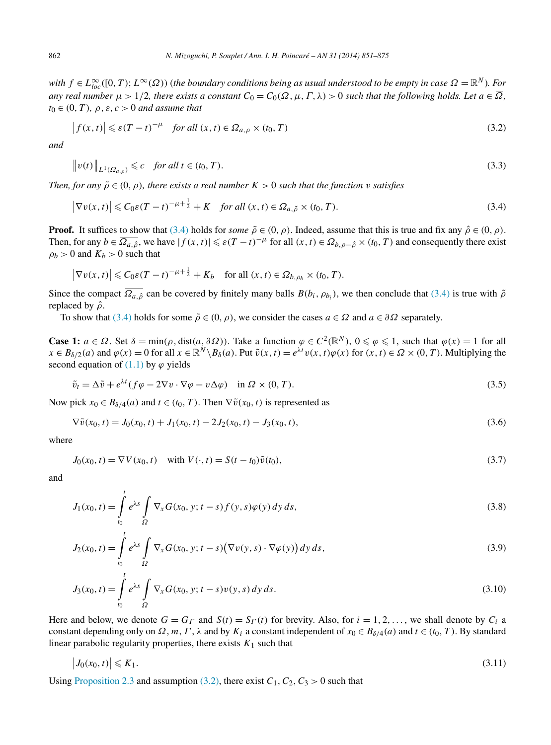*with $f \in L^\infty_{loc}([0,T); L^\infty(\Omega))$ (the boundary conditions being as usual understood to be empty in case $\Omega = \mathbb{R}^N$). For any real number $\mu > 1/2$, there exists a constant $C_0 = C_0(\Omega, \mu, \Gamma, \lambda) > 0$ such that the following holds. Let $a \in \overline{\Omega}$, $t_0 \in (0,T)$, $\rho, \varepsilon, c > 0$ and assume that*

$$\big|f(x,t)\big| \leqslant \varepsilon (T-t)^{-\mu} \quad \text{for all } (x,t) \in \Omega_{a,\rho} \times (t_0, T) \tag{3.2}$$

*and*

$$\big\|v(t)\big\|_{L^1(\Omega_{a,\rho})} \leqslant c \quad \text{for all } t \in (t_0, T). \tag{3.3}$$

*Then, for any $\tilde\rho \in (0,\rho)$, there exists a real number $K > 0$ such that the function $v$ satisfies*

$$\big|\nabla v(x,t)\big| \leqslant C_0 \varepsilon (T-t)^{-\mu+\frac{1}{2}} + K \quad \text{for all } (x,t) \in \Omega_{a,\tilde\rho} \times (t_0, T). \tag{3.4}$$

**Proof.** It suffices to show that (3.4) holds for *some* $\tilde\rho \in (0,\rho)$. Indeed, assume that this is true and fix any $\hat\rho \in (0,\rho)$. Then, for any $b \in \overline{\Omega_{a,\hat\rho}}$, we have $|f(x,t)| \leqslant \varepsilon (T-t)^{-\mu}$ for all $(x,t) \in \Omega_{b,\rho-\hat\rho} \times (t_0,T)$ and consequently there exist $\rho_b > 0$ and $K_b > 0$ such that

$$\big|\nabla v(x,t)\big| \leqslant C_0 \varepsilon (T-t)^{-\mu+\frac{1}{2}} + K_b \quad \text{for all } (x,t) \in \Omega_{b,\rho_b} \times (t_0, T).$$

Since the compact $\overline{\Omega_{a,\hat\rho}}$ can be covered by finitely many balls $B(b_i, \rho_{b_i})$, we then conclude that (3.4) is true with $\tilde\rho$ replaced by $\hat\rho$.

To show that (3.4) holds for some $\tilde\rho \in (0,\rho)$, we consider the cases $a \in \Omega$ and $a \in \partial\Omega$ separately.

**Case 1:** $a \in \Omega$. Set $\delta = \min(\rho, \operatorname{dist}(a, \partial\Omega))$. Take a function $\varphi \in C^2(\mathbb{R}^N)$, $0 \leqslant \varphi \leqslant 1$, such that $\varphi(x) = 1$ for all $x \in B_{\delta/2}(a)$ and $\varphi(x) = 0$ for all $x \in \mathbb{R}^N \setminus B_\delta(a)$. Put $\tilde v(x,t) = e^{\lambda t} v(x,t) \varphi(x)$ for $(x,t) \in \Omega \times (0,T)$. Multiplying the second equation of (1.1) by $\varphi$ yields

$$\tilde v_t = \Delta \tilde v + e^{\lambda t}(f\varphi - 2\nabla v \cdot \nabla\varphi - v\Delta\varphi) \quad \text{in } \Omega \times (0,T). \tag{3.5}$$

Now pick $x_0 \in B_{\delta/4}(a)$ and $t \in (t_0, T)$. Then $\nabla \tilde v(x_0, t)$ is represented as

$$\nabla \tilde v(x_0,t) = J_0(x_0,t) + J_1(x_0,t) - 2J_2(x_0,t) - J_3(x_0,t), \tag{3.6}$$

where

$$J_0(x_0,t) = \nabla V(x_0,t) \quad \text{with } V(\cdot,t) = S(t-t_0)\tilde v(t_0), \tag{3.7}$$

and

$$J_1(x_0,t) = \int_{t_0}^t e^{\lambda s} \int_\Omega \nabla_x G(x_0,y;t-s) f(y,s)\varphi(y)\,dy\,ds, \tag{3.8}$$

$$J_2(x_0,t) = \int_{t_0}^t e^{\lambda s} \int_\Omega \nabla_x G(x_0,y;t-s)\big(\nabla v(y,s)\cdot\nabla\varphi(y)\big)\,dy\,ds, \tag{3.9}$$

$$J_3(x_0,t) = \int_{t_0}^t e^{\lambda s} \int_\Omega \nabla_x G(x_0,y;t-s) v(y,s)\,dy\,ds. \tag{3.10}$$

Here and below, we denote $G = G_\Gamma$ and $S(t) = S_\Gamma(t)$ for brevity. Also, for $i = 1, 2, \ldots$, we shall denote by $C_i$ a constant depending only on $\Omega, m, \Gamma, \lambda$ and by $K_i$ a constant independent of $x_0 \in B_{\delta/4}(a)$ and $t \in (t_0, T)$. By standard linear parabolic regularity properties, there exists $K_1$ such that

$$\big|J_0(x_0,t)\big| \leqslant K_1. \tag{3.11}$$

Using Proposition 2.3 and assumption (3.2), there exist $C_1, C_2, C_3 > 0$ such that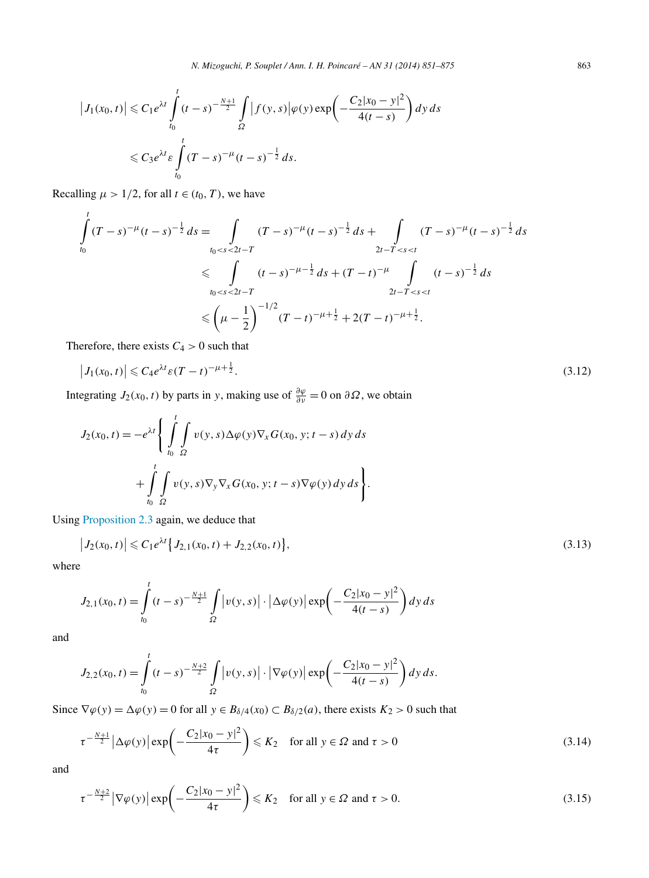$$\left|J_1(x_0,t)\right| \leqslant C_1 e^{\lambda t} \int_{t_0}^{t} (t-s)^{-\frac{N+1}{2}} \int_{\Omega} \left|f(y,s)\right| \varphi(y) \exp\left(-\frac{C_2|x_0-y|^2}{4(t-s)}\right) dy\, ds$$

$$\leqslant C_3 e^{\lambda t} \varepsilon \int_{t_0}^{t} (T-s)^{-\mu} (t-s)^{-\frac{1}{2}}\, ds.$$

Recalling $\mu > 1/2$, for all $t \in (t_0, T)$, we have

$$\begin{aligned}
\int_{t_0}^{t} (T-s)^{-\mu}(t-s)^{-\frac{1}{2}}\, ds &= \int_{t_0<s<2t-T} (T-s)^{-\mu}(t-s)^{-\frac{1}{2}}\, ds + \int_{2t-T<s<t} (T-s)^{-\mu}(t-s)^{-\frac{1}{2}}\, ds \\
&\leqslant \int_{t_0<s<2t-T} (t-s)^{-\mu-\frac{1}{2}}\, ds + (T-t)^{-\mu} \int_{2t-T<s<t} (t-s)^{-\frac{1}{2}}\, ds \\
&\leqslant \left(\mu - \frac{1}{2}\right)^{-1/2} (T-t)^{-\mu+\frac{1}{2}} + 2(T-t)^{-\mu+\frac{1}{2}}.
\end{aligned}$$

Therefore, there exists $C_4 > 0$ such that

$$\left|J_1(x_0,t)\right| \leqslant C_4 e^{\lambda t} \varepsilon (T-t)^{-\mu+\frac{1}{2}}. \tag{3.12}$$

Integrating $J_2(x_0,t)$ by parts in $y$, making use of $\frac{\partial\varphi}{\partial\nu} = 0$ on $\partial\Omega$, we obtain

$$J_2(x_0,t) = -e^{\lambda t}\left\{ \int_{t_0}^{t} \int_{\Omega} v(y,s)\Delta\varphi(y)\nabla_x G(x_0,y;t-s)\, dy\, ds + \int_{t_0}^{t} \int_{\Omega} v(y,s)\nabla_y\nabla_x G(x_0,y;t-s)\nabla\varphi(y)\, dy\, ds \right\}.$$

Using Proposition 2.3 again, we deduce that

$$\left|J_2(x_0,t)\right| \leqslant C_1 e^{\lambda t}\left\{J_{2,1}(x_0,t) + J_{2,2}(x_0,t)\right\}, \tag{3.13}$$

where

$$J_{2,1}(x_0,t) = \int_{t_0}^{t} (t-s)^{-\frac{N+1}{2}} \int_{\Omega} \left|v(y,s)\right| \cdot \left|\Delta\varphi(y)\right| \exp\left(-\frac{C_2|x_0-y|^2}{4(t-s)}\right) dy\, ds$$

and

$$J_{2,2}(x_0,t) = \int_{t_0}^{t} (t-s)^{-\frac{N+2}{2}} \int_{\Omega} \left|v(y,s)\right| \cdot \left|\nabla\varphi(y)\right| \exp\left(-\frac{C_2|x_0-y|^2}{4(t-s)}\right) dy\, ds.$$

Since $\nabla\varphi(y) = \Delta\varphi(y) = 0$ for all $y \in B_{\delta/4}(x_0) \subset B_{\delta/2}(a)$, there exists $K_2 > 0$ such that

$$\tau^{-\frac{N+1}{2}}\left|\Delta\varphi(y)\right| \exp\left(-\frac{C_2|x_0-y|^2}{4\tau}\right) \leqslant K_2 \quad \text{for all } y \in \Omega \text{ and } \tau > 0 \tag{3.14}$$

and

$$\tau^{-\frac{N+2}{2}}\left|\nabla\varphi(y)\right| \exp\left(-\frac{C_2|x_0-y|^2}{4\tau}\right) \leqslant K_2 \quad \text{for all } y \in \Omega \text{ and } \tau > 0. \tag{3.15}$$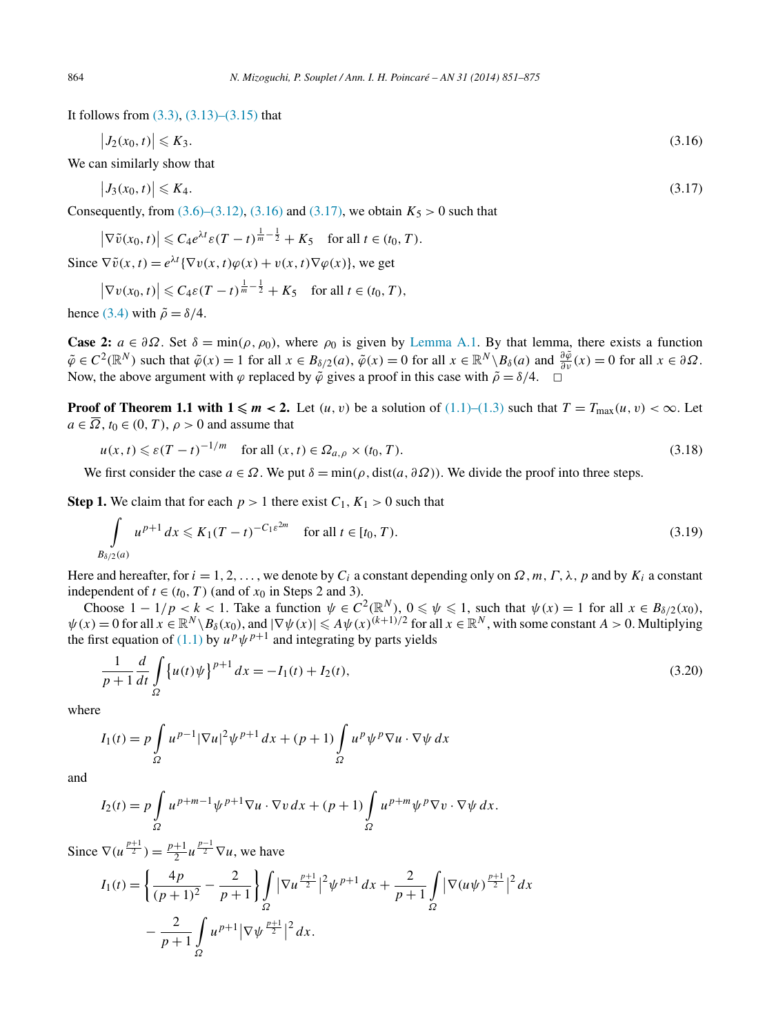It follows from (3.3), (3.13)–(3.15) that

$$\left|J_2(x_0,t)\right| \leqslant K_3. \tag{3.16}$$

We can similarly show that

$$\left|J_3(x_0,t)\right| \leqslant K_4. \tag{3.17}$$

Consequently, from (3.6)–(3.12), (3.16) and (3.17), we obtain $K_5 > 0$ such that

$$\left|\nabla \tilde{v}(x_0,t)\right| \leqslant C_4 e^{\lambda t} \varepsilon (T-t)^{\frac{1}{m}-\frac{1}{2}} + K_5 \quad \text{for all } t \in (t_0,T).$$

Since $\nabla \tilde{v}(x,t) = e^{\lambda t}\{\nabla v(x,t)\varphi(x) + v(x,t)\nabla\varphi(x)\}$, we get

$$\left|\nabla v(x_0,t)\right| \leqslant C_4 \varepsilon (T-t)^{\frac{1}{m}-\frac{1}{2}} + K_5 \quad \text{for all } t \in (t_0,T),$$

hence (3.4) with $\tilde{\rho} = \delta/4$.

**Case 2:** $a \in \partial\Omega$. Set $\delta = \min(\rho,\rho_0)$, where $\rho_0$ is given by Lemma A.1. By that lemma, there exists a function $\tilde{\varphi} \in C^2(\mathbb{R}^N)$ such that $\tilde{\varphi}(x) = 1$ for all $x \in B_{\delta/2}(a)$, $\tilde{\varphi}(x) = 0$ for all $x \in \mathbb{R}^N \setminus B_\delta(a)$ and $\frac{\partial \tilde{\varphi}}{\partial \nu}(x) = 0$ for all $x \in \partial\Omega$. Now, the above argument with $\varphi$ replaced by $\tilde{\varphi}$ gives a proof in this case with $\tilde{\rho} = \delta/4$. □

**Proof of Theorem 1.1 with $1 \leqslant m < 2$.** Let $(u,v)$ be a solution of (1.1)–(1.3) such that $T = T_{\max}(u,v) < \infty$. Let $a \in \overline{\Omega}$, $t_0 \in (0,T)$, $\rho > 0$ and assume that

$$u(x,t) \leqslant \varepsilon (T-t)^{-1/m} \quad \text{for all } (x,t) \in \Omega_{a,\rho} \times (t_0,T). \tag{3.18}$$

We first consider the case $a \in \Omega$. We put $\delta = \min(\rho, \operatorname{dist}(a,\partial\Omega))$. We divide the proof into three steps.

**Step 1.** We claim that for each $p > 1$ there exist $C_1, K_1 > 0$ such that

$$\int_{B_{\delta/2}(a)} u^{p+1}\,dx \leqslant K_1 (T-t)^{-C_1 \varepsilon^{2m}} \quad \text{for all } t \in [t_0,T). \tag{3.19}$$

Here and hereafter, for $i = 1,2,\ldots$, we denote by $C_i$ a constant depending only on $\Omega, m, \Gamma, \lambda, p$ and by $K_i$ a constant independent of $t \in (t_0,T)$ (and of $x_0$ in Steps 2 and 3).

Choose $1 - 1/p < k < 1$. Take a function $\psi \in C^2(\mathbb{R}^N)$, $0 \leqslant \psi \leqslant 1$, such that $\psi(x) = 1$ for all $x \in B_{\delta/2}(x_0)$, $\psi(x) = 0$ for all $x \in \mathbb{R}^N \setminus B_\delta(x_0)$, and $|\nabla\psi(x)| \leqslant A\psi(x)^{(k+1)/2}$ for all $x \in \mathbb{R}^N$, with some constant $A > 0$. Multiplying the first equation of (1.1) by $u^p\psi^{p+1}$ and integrating by parts yields

$$\frac{1}{p+1}\frac{d}{dt}\int_\Omega \left\{u(t)\psi\right\}^{p+1} dx = -I_1(t) + I_2(t), \tag{3.20}$$

where

$$I_1(t) = p\int_\Omega u^{p-1}|\nabla u|^2 \psi^{p+1}\,dx + (p+1)\int_\Omega u^p \psi^p \nabla u \cdot \nabla\psi\,dx$$

and

$$I_2(t) = p\int_\Omega u^{p+m-1}\psi^{p+1}\nabla u \cdot \nabla v\,dx + (p+1)\int_\Omega u^{p+m}\psi^p \nabla v \cdot \nabla\psi\,dx.$$

Since $\nabla(u^{\frac{p+1}{2}}) = \frac{p+1}{2}u^{\frac{p-1}{2}}\nabla u$, we have

$$I_1(t) = \left\{\frac{4p}{(p+1)^2} - \frac{2}{p+1}\right\}\int_\Omega \left|\nabla u^{\frac{p+1}{2}}\right|^2 \psi^{p+1}\,dx + \frac{2}{p+1}\int_\Omega \left|\nabla (u\psi)^{\frac{p+1}{2}}\right|^2 dx$$
$$- \frac{2}{p+1}\int_\Omega u^{p+1}\left|\nabla \psi^{\frac{p+1}{2}}\right|^2 dx.$$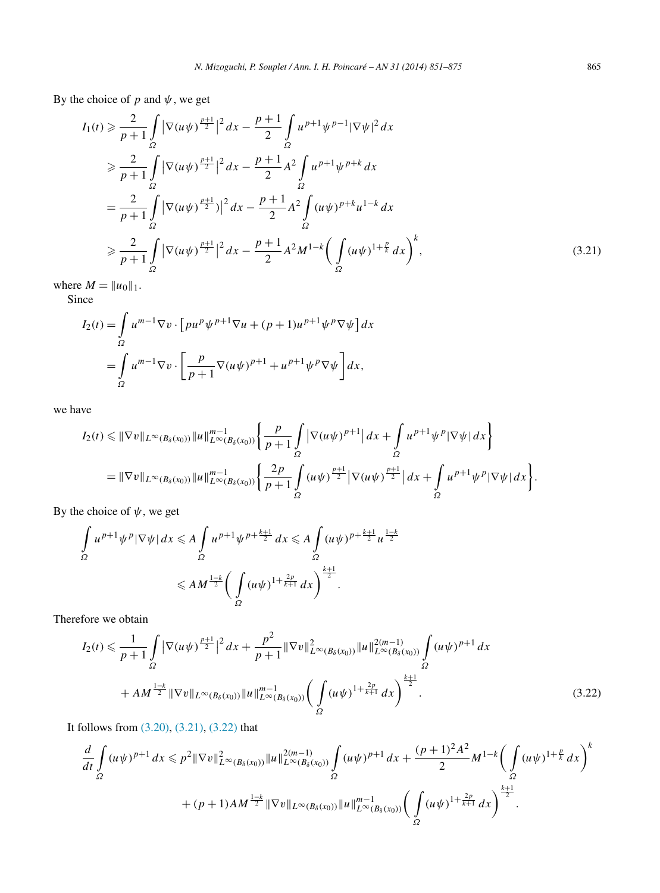By the choice of $p$ and $\psi$, we get

$$
\begin{aligned}
I_1(t) &\geqslant \frac{2}{p+1}\int_\Omega \left|\nabla(u\psi)^{\frac{p+1}{2}}\right|^2 dx - \frac{p+1}{2}\int_\Omega u^{p+1}\psi^{p-1}|\nabla\psi|^2\,dx \\
&\geqslant \frac{2}{p+1}\int_\Omega \left|\nabla(u\psi)^{\frac{p+1}{2}}\right|^2 dx - \frac{p+1}{2}A^2\int_\Omega u^{p+1}\psi^{p+k}\,dx \\
&= \frac{2}{p+1}\int_\Omega \left|\nabla(u\psi)^{\frac{p+1}{2}})\right|^2 dx - \frac{p+1}{2}A^2\int_\Omega (u\psi)^{p+k}u^{1-k}\,dx \\
&\geqslant \frac{2}{p+1}\int_\Omega \left|\nabla(u\psi)^{\frac{p+1}{2}}\right|^2 dx - \frac{p+1}{2}A^2M^{1-k}\left(\int_\Omega (u\psi)^{1+\frac{p}{k}}\,dx\right)^k,
\end{aligned}
\tag{3.21}
$$

where $M=\|u_0\|_1$.

Since

$$
\begin{aligned}
I_2(t) &= \int_\Omega u^{m-1}\nabla v\cdot\left[pu^p\psi^{p+1}\nabla u+(p+1)u^{p+1}\psi^p\nabla\psi\right]dx \\
&= \int_\Omega u^{m-1}\nabla v\cdot\left[\frac{p}{p+1}\nabla(u\psi)^{p+1}+u^{p+1}\psi^p\nabla\psi\right]dx,
\end{aligned}
$$

we have

$$
\begin{aligned}
I_2(t) &\leqslant \|\nabla v\|_{L^\infty(B_\delta(x_0))}\|u\|^{m-1}_{L^\infty(B_\delta(x_0))}\left\{\frac{p}{p+1}\int_\Omega \left|\nabla(u\psi)^{p+1}\right|dx+\int_\Omega u^{p+1}\psi^p|\nabla\psi|\,dx\right\} \\
&= \|\nabla v\|_{L^\infty(B_\delta(x_0))}\|u\|^{m-1}_{L^\infty(B_\delta(x_0))}\left\{\frac{2p}{p+1}\int_\Omega (u\psi)^{\frac{p+1}{2}}\left|\nabla(u\psi)^{\frac{p+1}{2}}\right|dx+\int_\Omega u^{p+1}\psi^p|\nabla\psi|\,dx\right\}.
\end{aligned}
$$

By the choice of $\psi$, we get

$$
\begin{aligned}
\int_\Omega u^{p+1}\psi^p|\nabla\psi|\,dx &\leqslant A\int_\Omega u^{p+1}\psi^{p+\frac{k+1}{2}}\,dx \leqslant A\int_\Omega (u\psi)^{p+\frac{k+1}{2}}u^{\frac{1-k}{2}} \\
&\leqslant AM^{\frac{1-k}{2}}\left(\int_\Omega (u\psi)^{1+\frac{2p}{k+1}}\,dx\right)^{\frac{k+1}{2}}.
\end{aligned}
$$

Therefore we obtain

$$
\begin{aligned}
I_2(t) &\leqslant \frac{1}{p+1}\int_\Omega \left|\nabla(u\psi)^{\frac{p+1}{2}}\right|^2 dx+\frac{p^2}{p+1}\|\nabla v\|^2_{L^\infty(B_\delta(x_0))}\|u\|^{2(m-1)}_{L^\infty(B_\delta(x_0))}\int_\Omega (u\psi)^{p+1}\,dx \\
&\quad + AM^{\frac{1-k}{2}}\|\nabla v\|_{L^\infty(B_\delta(x_0))}\|u\|^{m-1}_{L^\infty(B_\delta(x_0))}\left(\int_\Omega (u\psi)^{1+\frac{2p}{k+1}}\,dx\right)^{\frac{k+1}{2}}.
\end{aligned}
\tag{3.22}
$$

It follows from (3.20), (3.21), (3.22) that

$$
\begin{aligned}
\frac{d}{dt}\int_\Omega (u\psi)^{p+1}\,dx &\leqslant p^2\|\nabla v\|^2_{L^\infty(B_\delta(x_0))}\|u\|^{2(m-1)}_{L^\infty(B_\delta(x_0))}\int_\Omega (u\psi)^{p+1}\,dx+\frac{(p+1)^2A^2}{2}M^{1-k}\left(\int_\Omega (u\psi)^{1+\frac{p}{k}}\,dx\right)^k \\
&\quad + (p+1)AM^{\frac{1-k}{2}}\|\nabla v\|_{L^\infty(B_\delta(x_0))}\|u\|^{m-1}_{L^\infty(B_\delta(x_0))}\left(\int_\Omega (u\psi)^{1+\frac{2p}{k+1}}\,dx\right)^{\frac{k+1}{2}}.
\end{aligned}
$$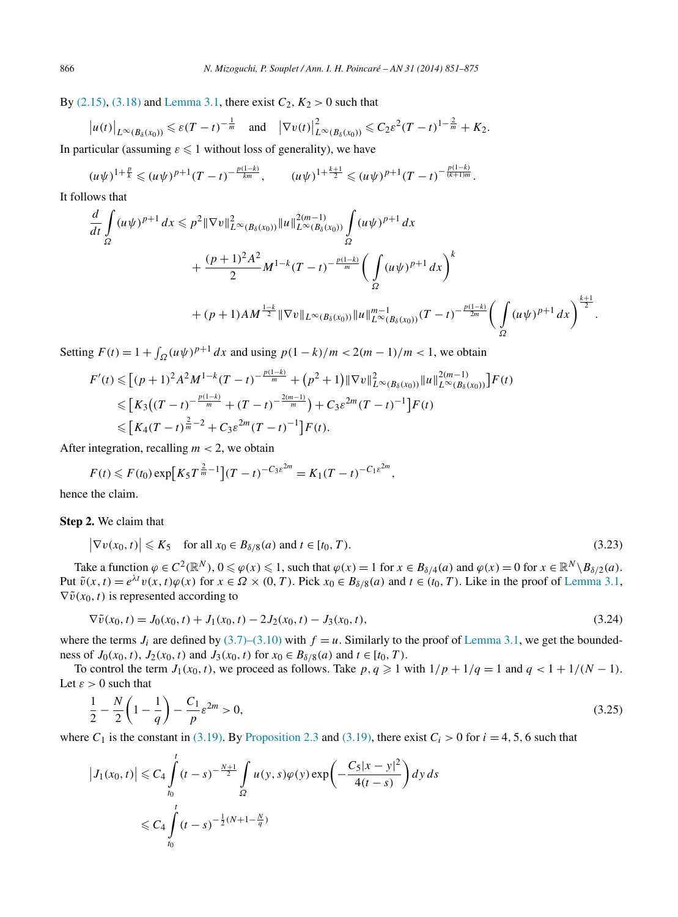By (2.15), (3.18) and Lemma 3.1, there exist $C_2, K_2 > 0$ such that

$$\left|u(t)\right|_{L^\infty(B_\delta(x_0))} \leqslant \varepsilon(T-t)^{-\frac{1}{m}} \quad \text{and} \quad \left|\nabla v(t)\right|^2_{L^\infty(B_\delta(x_0))} \leqslant C_2\varepsilon^2(T-t)^{1-\frac{2}{m}} + K_2.$$

In particular (assuming $\varepsilon \leqslant 1$ without loss of generality), we have

$$(u\psi)^{1+\frac{p}{k}} \leqslant (u\psi)^{p+1}(T-t)^{-\frac{p(1-k)}{km}}, \qquad (u\psi)^{1+\frac{k+1}{2}} \leqslant (u\psi)^{p+1}(T-t)^{-\frac{p(1-k)}{(k+1)m}}.$$

It follows that

$$\begin{aligned}
\frac{d}{dt}\int_\Omega (u\psi)^{p+1}\,dx \leqslant{}& p^2\|\nabla v\|^2_{L^\infty(B_\delta(x_0))}\|u\|^{2(m-1)}_{L^\infty(B_\delta(x_0))}\int_\Omega (u\psi)^{p+1}\,dx \\
&+ \frac{(p+1)^2A^2}{2}M^{1-k}(T-t)^{-\frac{p(1-k)}{m}}\left(\int_\Omega (u\psi)^{p+1}\,dx\right)^k \\
&+ (p+1)AM^{\frac{1-k}{2}}\|\nabla v\|_{L^\infty(B_\delta(x_0))}\|u\|^{m-1}_{L^\infty(B_\delta(x_0))}(T-t)^{-\frac{p(1-k)}{2m}}\left(\int_\Omega (u\psi)^{p+1}\,dx\right)^{\frac{k+1}{2}}.
\end{aligned}$$

Setting $F(t) = 1 + \int_\Omega (u\psi)^{p+1}\,dx$ and using $p(1-k)/m < 2(m-1)/m < 1$, we obtain

$$\begin{aligned}
F'(t) &\leqslant \left[(p+1)^2A^2M^{1-k}(T-t)^{-\frac{p(1-k)}{m}} + \left(p^2+1\right)\|\nabla v\|^2_{L^\infty(B_\delta(x_0))}\|u\|^{2(m-1)}_{L^\infty(B_\delta(x_0))}\right]F(t) \\
&\leqslant \left[K_3\left((T-t)^{-\frac{p(1-k)}{m}} + (T-t)^{-\frac{2(m-1)}{m}}\right) + C_3\varepsilon^{2m}(T-t)^{-1}\right]F(t) \\
&\leqslant \left[K_4(T-t)^{\frac{2}{m}-2} + C_3\varepsilon^{2m}(T-t)^{-1}\right]F(t).
\end{aligned}$$

After integration, recalling $m < 2$, we obtain

$$F(t) \leqslant F(t_0)\exp\left[K_5T^{\frac{2}{m}-1}\right](T-t)^{-C_3\varepsilon^{2m}} = K_1(T-t)^{-C_1\varepsilon^{2m}},$$

hence the claim.

**Step 2.** We claim that

$$\left|\nabla v(x_0,t)\right| \leqslant K_5 \quad \text{for all } x_0 \in B_{\delta/8}(a) \text{ and } t \in [t_0,T). \tag{3.23}$$

Take a function $\varphi \in C^2(\mathbb{R}^N)$, $0 \leqslant \varphi(x) \leqslant 1$, such that $\varphi(x) = 1$ for $x \in B_{\delta/4}(a)$ and $\varphi(x) = 0$ for $x \in \mathbb{R}^N \setminus B_{\delta/2}(a)$. Put $\tilde{v}(x,t) = e^{\lambda t}v(x,t)\varphi(x)$ for $x \in \Omega \times (0,T)$. Pick $x_0 \in B_{\delta/8}(a)$ and $t \in (t_0,T)$. Like in the proof of Lemma 3.1, $\nabla\tilde{v}(x_0,t)$ is represented according to

$$\nabla\tilde{v}(x_0,t) = J_0(x_0,t) + J_1(x_0,t) - 2J_2(x_0,t) - J_3(x_0,t), \tag{3.24}$$

where the terms $J_i$ are defined by (3.7)–(3.10) with $f = u$. Similarly to the proof of Lemma 3.1, we get the boundedness of $J_0(x_0,t)$, $J_2(x_0,t)$ and $J_3(x_0,t)$ for $x_0 \in B_{\delta/8}(a)$ and $t \in [t_0,T)$.

To control the term $J_1(x_0,t)$, we proceed as follows. Take $p, q \geqslant 1$ with $1/p + 1/q = 1$ and $q < 1 + 1/(N-1)$. Let $\varepsilon > 0$ such that

$$\frac{1}{2} - \frac{N}{2}\left(1 - \frac{1}{q}\right) - \frac{C_1}{p}\varepsilon^{2m} > 0, \tag{3.25}$$

where $C_1$ is the constant in (3.19). By Proposition 2.3 and (3.19), there exist $C_i > 0$ for $i = 4,5,6$ such that

$$\begin{aligned}
\left|J_1(x_0,t)\right| &\leqslant C_4\int_{t_0}^t (t-s)^{-\frac{N+1}{2}}\int_\Omega u(y,s)\varphi(y)\exp\left(-\frac{C_5|x-y|^2}{4(t-s)}\right)dy\,ds \\
&\leqslant C_4\int_{t_0}^t (t-s)^{-\frac{1}{2}(N+1-\frac{N}{q})}
\end{aligned}$$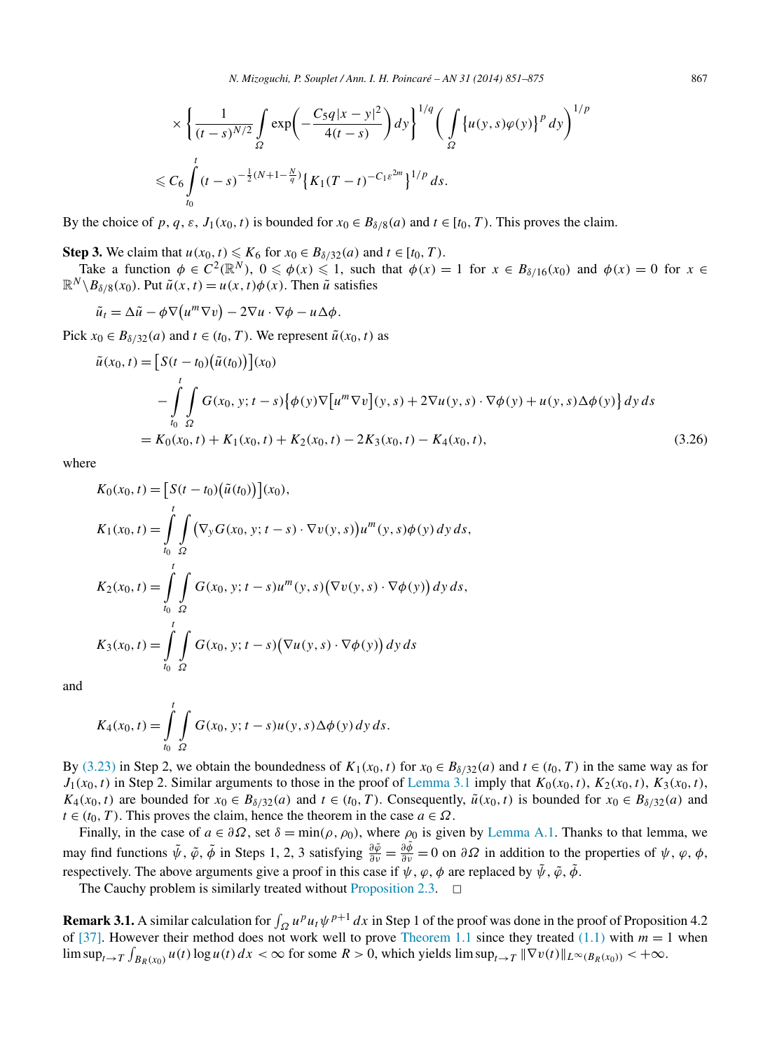$$\times \left\{ \frac{1}{(t-s)^{N/2}} \int_{\Omega} \exp\left( -\frac{C_5 q|x-y|^2}{4(t-s)} \right) dy \right\}^{1/q} \left( \int_{\Omega} \left\{ u(y,s)\varphi(y) \right\}^p dy \right)^{1/p}$$

$$\leqslant C_6 \int_{t_0}^{t} (t-s)^{-\frac{1}{2}(N+1-\frac{N}{q})} \left\{ K_1 (T-t)^{-C_1 \varepsilon^{2m}} \right\}^{1/p} ds.$$

By the choice of $p$, $q$, $\varepsilon$, $J_1(x_0,t)$ is bounded for $x_0 \in B_{\delta/8}(a)$ and $t \in [t_0, T)$. This proves the claim.

**Step 3.** We claim that $u(x_0,t) \leqslant K_6$ for $x_0 \in B_{\delta/32}(a)$ and $t \in [t_0, T)$.

Take a function $\phi \in C^2(\mathbb{R}^N)$, $0 \leqslant \phi(x) \leqslant 1$, such that $\phi(x) = 1$ for $x \in B_{\delta/16}(x_0)$ and $\phi(x) = 0$ for $x \in \mathbb{R}^N \setminus B_{\delta/8}(x_0)$. Put $\tilde{u}(x,t) = u(x,t)\phi(x)$. Then $\tilde{u}$ satisfies

$$\tilde{u}_t = \Delta \tilde{u} - \phi \nabla\left(u^m \nabla v\right) - 2\nabla u \cdot \nabla \phi - u \Delta \phi.$$

Pick $x_0 \in B_{\delta/32}(a)$ and $t \in (t_0, T)$. We represent $\tilde{u}(x_0,t)$ as

$$\begin{aligned}
\tilde{u}(x_0,t) &= \left[ S(t-t_0)\left(\tilde{u}(t_0)\right) \right](x_0) \\
&\quad - \int_{t_0}^{t} \int_{\Omega} G(x_0, y; t-s) \left\{ \phi(y) \nabla\left[u^m \nabla v\right](y,s) + 2\nabla u(y,s) \cdot \nabla \phi(y) + u(y,s) \Delta \phi(y) \right\} dy\, ds \\
&= K_0(x_0,t) + K_1(x_0,t) + K_2(x_0,t) - 2K_3(x_0,t) - K_4(x_0,t),
\end{aligned} \tag{3.26}$$

where

$$K_0(x_0,t) = \left[ S(t-t_0)\left(\tilde{u}(t_0)\right) \right](x_0),$$

$$K_1(x_0,t) = \int_{t_0}^{t} \int_{\Omega} \left( \nabla_y G(x_0, y; t-s) \cdot \nabla v(y,s) \right) u^m(y,s) \phi(y)\, dy\, ds,$$

$$K_2(x_0,t) = \int_{t_0}^{t} \int_{\Omega} G(x_0, y; t-s) u^m(y,s) \left( \nabla v(y,s) \cdot \nabla \phi(y) \right) dy\, ds,$$

$$K_3(x_0,t) = \int_{t_0}^{t} \int_{\Omega} G(x_0, y; t-s) \left( \nabla u(y,s) \cdot \nabla \phi(y) \right) dy\, ds$$

and

$$K_4(x_0,t) = \int_{t_0}^{t} \int_{\Omega} G(x_0, y; t-s) u(y,s) \Delta \phi(y)\, dy\, ds.$$

By (3.23) in Step 2, we obtain the boundedness of $K_1(x_0,t)$ for $x_0 \in B_{\delta/32}(a)$ and $t \in (t_0, T)$ in the same way as for $J_1(x_0,t)$ in Step 2. Similar arguments to those in the proof of Lemma 3.1 imply that $K_0(x_0,t)$, $K_2(x_0,t)$, $K_3(x_0,t)$, $K_4(x_0,t)$ are bounded for $x_0 \in B_{\delta/32}(a)$ and $t \in (t_0, T)$. Consequently, $\tilde{u}(x_0,t)$ is bounded for $x_0 \in B_{\delta/32}(a)$ and $t \in (t_0, T)$. This proves the claim, hence the theorem in the case $a \in \Omega$.

Finally, in the case of $a \in \partial\Omega$, set $\delta = \min(\rho, \rho_0)$, where $\rho_0$ is given by Lemma A.1. Thanks to that lemma, we may find functions $\tilde{\psi}$, $\tilde{\varphi}$, $\tilde{\phi}$ in Steps 1, 2, 3 satisfying $\frac{\partial \tilde{\varphi}}{\partial \nu} = \frac{\partial \tilde{\phi}}{\partial \nu} = 0$ on $\partial\Omega$ in addition to the properties of $\psi$, $\varphi$, $\phi$, respectively. The above arguments give a proof in this case if $\psi$, $\varphi$, $\phi$ are replaced by $\tilde{\psi}$, $\tilde{\varphi}$, $\tilde{\phi}$.

The Cauchy problem is similarly treated without Proposition 2.3. $\square$

**Remark 3.1.** A similar calculation for $\int_{\Omega} u^p u_t \psi^{p+1}\, dx$ in Step 1 of the proof was done in the proof of Proposition 4.2 of [37]. However their method does not work well to prove Theorem 1.1 since they treated (1.1) with $m = 1$ when $\limsup_{t\to T} \int_{B_R(x_0)} u(t) \log u(t)\, dx < \infty$ for some $R > 0$, which yields $\limsup_{t\to T} \|\nabla v(t)\|_{L^\infty(B_R(x_0))} < +\infty$.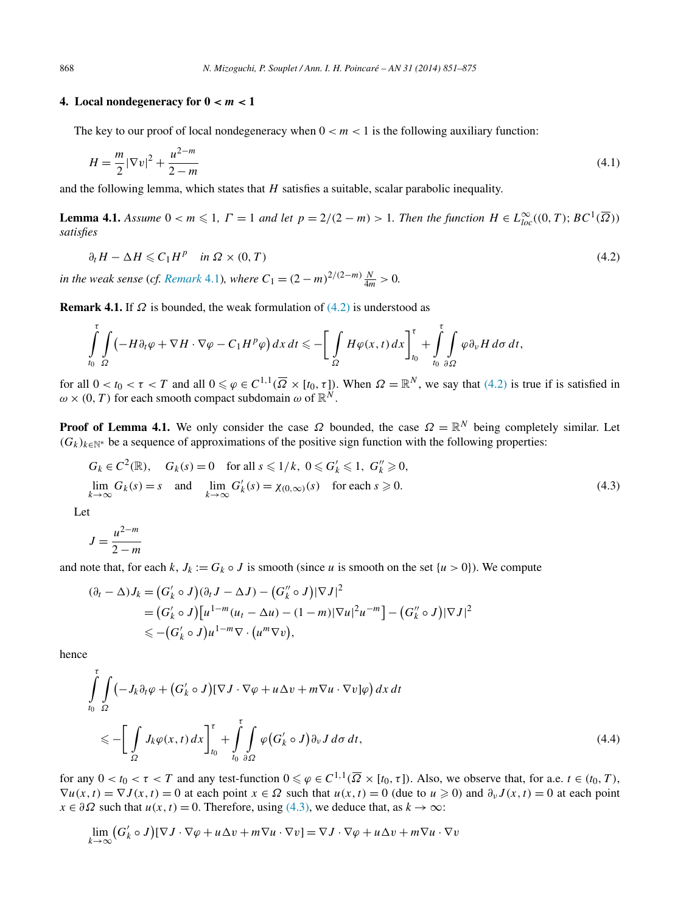## 4. Local nondegeneracy for $0 < m < 1$

The key to our proof of local nondegeneracy when $0 < m < 1$ is the following auxiliary function:

$$H = \frac{m}{2}|\nabla v|^2 + \frac{u^{2-m}}{2-m} \tag{4.1}$$

and the following lemma, which states that $H$ satisfies a suitable, scalar parabolic inequality.

**Lemma 4.1.** *Assume $0 < m \leqslant 1$, $\Gamma = 1$ and let $p = 2/(2-m) > 1$. Then the function $H \in L^\infty_{loc}((0,T); BC^1(\overline{\Omega}))$ satisfies*

$$\partial_t H - \Delta H \leqslant C_1 H^p \quad \text{in } \Omega \times (0,T) \tag{4.2}$$

*in the weak sense (cf. Remark 4.1), where $C_1 = (2-m)^{2/(2-m)} \frac{N}{4m} > 0$.*

**Remark 4.1.** If $\Omega$ is bounded, the weak formulation of (4.2) is understood as

$$\int_{t_0}^{\tau}\int_{\Omega} \big(-H\partial_t\varphi + \nabla H \cdot \nabla\varphi - C_1 H^p \varphi\big)\,dx\,dt \leqslant -\bigg[\int_{\Omega} H\varphi(x,t)\,dx\bigg]_{t_0}^{\tau} + \int_{t_0}^{\tau}\int_{\partial\Omega} \varphi\partial_\nu H\,d\sigma\,dt,$$

for all $0 < t_0 < \tau < T$ and all $0 \leqslant \varphi \in C^{1,1}(\overline{\Omega} \times [t_0,\tau])$. When $\Omega = \mathbb{R}^N$, we say that (4.2) is true if is satisfied in $\omega \times (0,T)$ for each smooth compact subdomain $\omega$ of $\mathbb{R}^N$.

**Proof of Lemma 4.1.** We only consider the case $\Omega$ bounded, the case $\Omega = \mathbb{R}^N$ being completely similar. Let $(G_k)_{k\in\mathbb{N}^*}$ be a sequence of approximations of the positive sign function with the following properties:

$$\begin{aligned}
&G_k \in C^2(\mathbb{R}), \quad G_k(s) = 0 \quad \text{for all } s \leqslant 1/k,\ 0 \leqslant G_k' \leqslant 1,\ G_k'' \geqslant 0,\\
&\lim_{k\to\infty} G_k(s) = s \quad \text{and} \quad \lim_{k\to\infty} G_k'(s) = \chi_{(0,\infty)}(s) \quad \text{for each } s \geqslant 0.
\end{aligned} \tag{4.3}$$

Let

$$J = \frac{u^{2-m}}{2-m}$$

and note that, for each $k$, $J_k := G_k \circ J$ is smooth (since $u$ is smooth on the set $\{u > 0\}$). We compute

$$\begin{aligned}
(\partial_t - \Delta)J_k &= \big(G_k' \circ J\big)(\partial_t J - \Delta J) - \big(G_k'' \circ J\big)|\nabla J|^2\\
&= \big(G_k' \circ J\big)\big[u^{1-m}(u_t - \Delta u) - (1-m)|\nabla u|^2 u^{-m}\big] - \big(G_k'' \circ J\big)|\nabla J|^2\\
&\leqslant -\big(G_k' \circ J\big)u^{1-m}\nabla \cdot \big(u^m \nabla v\big),
\end{aligned}$$

hence

$$\begin{aligned}
&\int_{t_0}^{\tau}\int_{\Omega} \big(-J_k\partial_t\varphi + \big(G_k' \circ J\big)[\nabla J \cdot \nabla\varphi + u\Delta v + m\nabla u \cdot \nabla v]\varphi\big)\,dx\,dt\\
&\quad \leqslant -\bigg[\int_{\Omega} J_k\varphi(x,t)\,dx\bigg]_{t_0}^{\tau} + \int_{t_0}^{\tau}\int_{\partial\Omega} \varphi\big(G_k' \circ J\big)\partial_\nu J\,d\sigma\,dt,
\end{aligned} \tag{4.4}$$

for any $0 < t_0 < \tau < T$ and any test-function $0 \leqslant \varphi \in C^{1,1}(\overline{\Omega} \times [t_0,\tau])$. Also, we observe that, for a.e. $t \in (t_0,T)$, $\nabla u(x,t) = \nabla J(x,t) = 0$ at each point $x \in \Omega$ such that $u(x,t) = 0$ (due to $u \geqslant 0$) and $\partial_\nu J(x,t) = 0$ at each point $x \in \partial\Omega$ such that $u(x,t) = 0$. Therefore, using (4.3), we deduce that, as $k \to \infty$:

$$\lim_{k\to\infty} \big(G_k' \circ J\big)[\nabla J \cdot \nabla\varphi + u\Delta v + m\nabla u \cdot \nabla v] = \nabla J \cdot \nabla\varphi + u\Delta v + m\nabla u \cdot \nabla v$$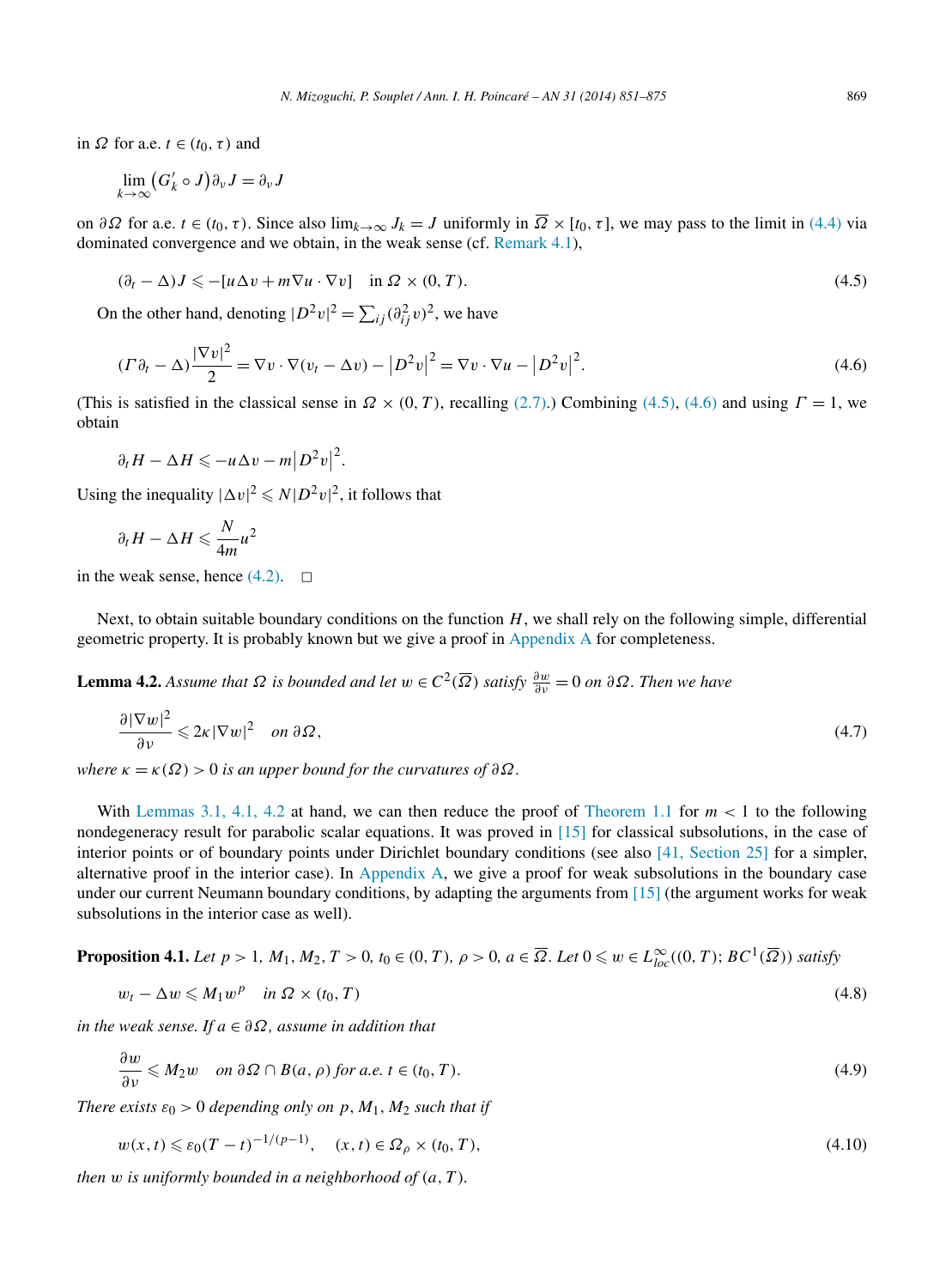in $\Omega$ for a.e. $t \in (t_0, \tau)$ and

$$\lim_{k\to\infty} \left(G_k' \circ J\right)\partial_\nu J = \partial_\nu J$$

on $\partial\Omega$ for a.e. $t \in (t_0, \tau)$. Since also $\lim_{k\to\infty} J_k = J$ uniformly in $\overline{\Omega} \times [t_0, \tau]$, we may pass to the limit in (4.4) via dominated convergence and we obtain, in the weak sense (cf. Remark 4.1),

$$(\partial_t - \Delta)J \leqslant -[u\Delta v + m\nabla u \cdot \nabla v] \quad \text{in } \Omega \times (0, T). \tag{4.5}$$

On the other hand, denoting $|D^2 v|^2 = \sum_{ij}(\partial_{ij}^2 v)^2$, we have

$$(\Gamma\partial_t - \Delta)\frac{|\nabla v|^2}{2} = \nabla v \cdot \nabla(v_t - \Delta v) - \left|D^2 v\right|^2 = \nabla v \cdot \nabla u - \left|D^2 v\right|^2. \tag{4.6}$$

(This is satisfied in the classical sense in $\Omega \times (0, T)$, recalling (2.7).) Combining (4.5), (4.6) and using $\Gamma = 1$, we obtain

$$\partial_t H - \Delta H \leqslant -u\Delta v - m\left|D^2 v\right|^2.$$

Using the inequality $|\Delta v|^2 \leqslant N|D^2 v|^2$, it follows that

$$\partial_t H - \Delta H \leqslant \frac{N}{4m}u^2$$

in the weak sense, hence (4.2). $\square$

Next, to obtain suitable boundary conditions on the function $H$, we shall rely on the following simple, differential geometric property. It is probably known but we give a proof in Appendix A for completeness.

**Lemma 4.2.** *Assume that $\Omega$ is bounded and let $w \in C^2(\overline{\Omega})$ satisfy $\frac{\partial w}{\partial \nu} = 0$ on $\partial\Omega$. Then we have*

$$\frac{\partial |\nabla w|^2}{\partial \nu} \leqslant 2\kappa |\nabla w|^2 \quad \text{on } \partial\Omega, \tag{4.7}$$

*where $\kappa = \kappa(\Omega) > 0$ is an upper bound for the curvatures of $\partial\Omega$.*

With Lemmas 3.1, 4.1, 4.2 at hand, we can then reduce the proof of Theorem 1.1 for $m < 1$ to the following nondegeneracy result for parabolic scalar equations. It was proved in [15] for classical subsolutions, in the case of interior points or of boundary points under Dirichlet boundary conditions (see also [41, Section 25] for a simpler, alternative proof in the interior case). In Appendix A, we give a proof for weak subsolutions in the boundary case under our current Neumann boundary conditions, by adapting the arguments from [15] (the argument works for weak subsolutions in the interior case as well).

**Proposition 4.1.** *Let $p > 1$, $M_1, M_2, T > 0$, $t_0 \in (0, T)$, $\rho > 0$, $a \in \overline{\Omega}$. Let $0 \leqslant w \in L^\infty_{loc}((0, T); BC^1(\overline{\Omega}))$ satisfy*

$$w_t - \Delta w \leqslant M_1 w^p \quad \text{in } \Omega \times (t_0, T) \tag{4.8}$$

*in the weak sense. If $a \in \partial\Omega$, assume in addition that*

$$\frac{\partial w}{\partial \nu} \leqslant M_2 w \quad \text{on } \partial\Omega \cap B(a, \rho) \text{ for a.e. } t \in (t_0, T). \tag{4.9}$$

*There exists $\varepsilon_0 > 0$ depending only on $p$, $M_1$, $M_2$ such that if*

$$w(x, t) \leqslant \varepsilon_0 (T - t)^{-1/(p-1)}, \quad (x, t) \in \Omega_\rho \times (t_0, T), \tag{4.10}$$

*then $w$ is uniformly bounded in a neighborhood of $(a, T)$.*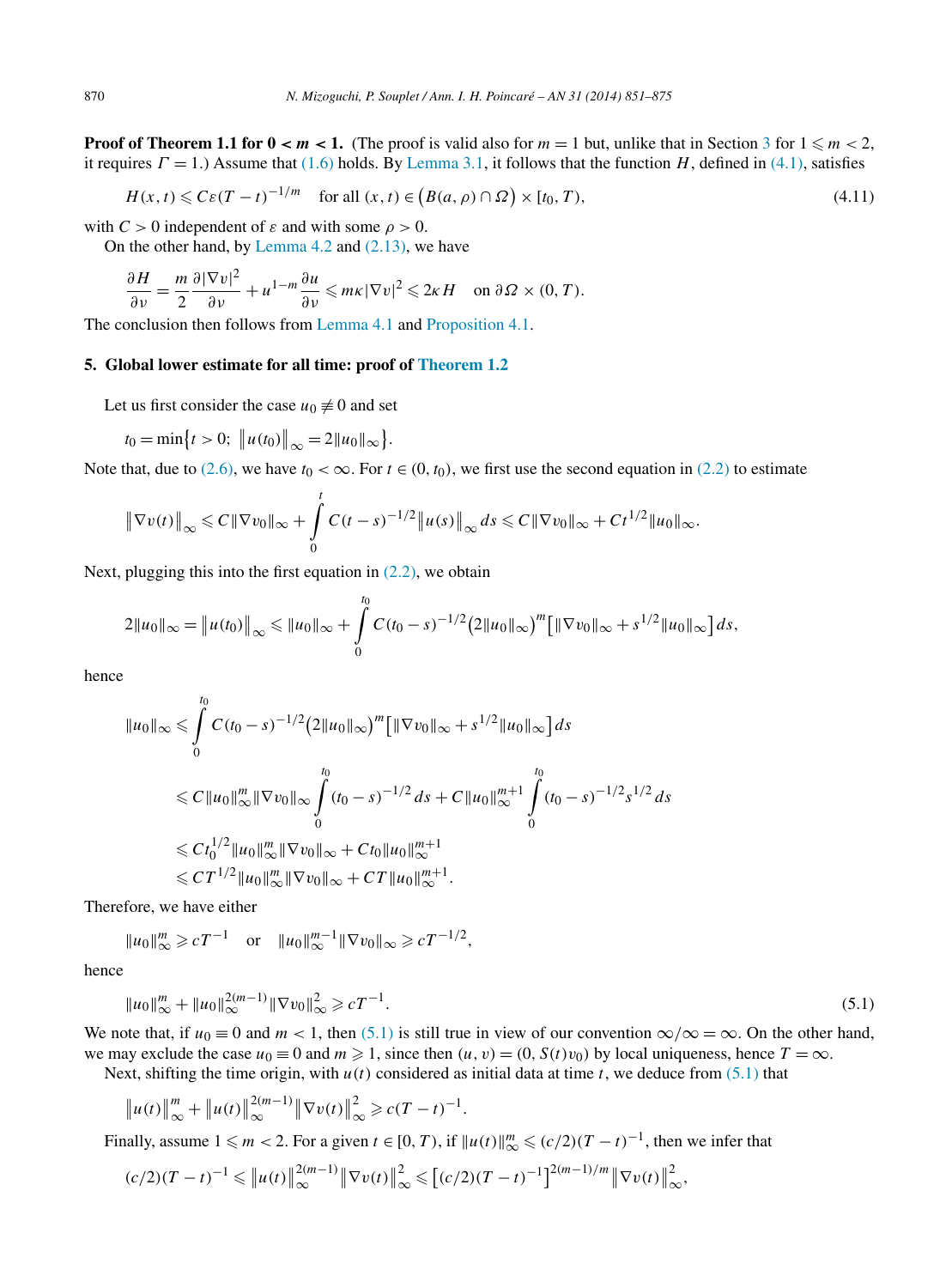**Proof of Theorem 1.1 for $0 < m < 1$.** (The proof is valid also for $m = 1$ but, unlike that in Section 3 for $1 \leqslant m < 2$, it requires $\Gamma = 1$.) Assume that (1.6) holds. By Lemma 3.1, it follows that the function $H$, defined in (4.1), satisfies

$$H(x,t) \leqslant C\varepsilon(T-t)^{-1/m} \quad \text{for all } (x,t) \in \big(B(a,\rho)\cap\Omega\big)\times[t_0,T), \tag{4.11}$$

with $C > 0$ independent of $\varepsilon$ and with some $\rho > 0$.

On the other hand, by Lemma 4.2 and (2.13), we have

$$\frac{\partial H}{\partial \nu} = \frac{m}{2}\frac{\partial|\nabla v|^2}{\partial \nu} + u^{1-m}\frac{\partial u}{\partial \nu} \leqslant m\kappa|\nabla v|^2 \leqslant 2\kappa H \quad \text{on } \partial\Omega\times(0,T).$$

The conclusion then follows from Lemma 4.1 and Proposition 4.1.

## 5. Global lower estimate for all time: proof of Theorem 1.2

Let us first consider the case $u_0 \not\equiv 0$ and set

$$t_0 = \min\big\{t > 0;\ \big\|u(t_0)\big\|_\infty = 2\|u_0\|_\infty\big\}.$$

Note that, due to (2.6), we have $t_0 < \infty$. For $t \in (0,t_0)$, we first use the second equation in (2.2) to estimate

$$\big\|\nabla v(t)\big\|_\infty \leqslant C\|\nabla v_0\|_\infty + \int_0^t C(t-s)^{-1/2}\big\|u(s)\big\|_\infty\,ds \leqslant C\|\nabla v_0\|_\infty + Ct^{1/2}\|u_0\|_\infty.$$

Next, plugging this into the first equation in (2.2), we obtain

$$2\|u_0\|_\infty = \big\|u(t_0)\big\|_\infty \leqslant \|u_0\|_\infty + \int_0^{t_0} C(t_0-s)^{-1/2}\big(2\|u_0\|_\infty\big)^m\big[\|\nabla v_0\|_\infty + s^{1/2}\|u_0\|_\infty\big]\,ds,$$

hence

$$\begin{aligned}
\|u_0\|_\infty &\leqslant \int_0^{t_0} C(t_0-s)^{-1/2}\big(2\|u_0\|_\infty\big)^m\big[\|\nabla v_0\|_\infty + s^{1/2}\|u_0\|_\infty\big]\,ds \\
&\leqslant C\|u_0\|_\infty^m\|\nabla v_0\|_\infty\int_0^{t_0}(t_0-s)^{-1/2}\,ds + C\|u_0\|_\infty^{m+1}\int_0^{t_0}(t_0-s)^{-1/2}s^{1/2}\,ds \\
&\leqslant Ct_0^{1/2}\|u_0\|_\infty^m\|\nabla v_0\|_\infty + Ct_0\|u_0\|_\infty^{m+1} \\
&\leqslant CT^{1/2}\|u_0\|_\infty^m\|\nabla v_0\|_\infty + CT\|u_0\|_\infty^{m+1}.
\end{aligned}$$

Therefore, we have either

$$\|u_0\|_\infty^m \geqslant cT^{-1} \quad \text{or} \quad \|u_0\|_\infty^{m-1}\|\nabla v_0\|_\infty \geqslant cT^{-1/2},$$

hence

$$\|u_0\|_\infty^m + \|u_0\|_\infty^{2(m-1)}\|\nabla v_0\|_\infty^2 \geqslant cT^{-1}. \tag{5.1}$$

We note that, if $u_0 \equiv 0$ and $m < 1$, then (5.1) is still true in view of our convention $\infty/\infty = \infty$. On the other hand, we may exclude the case $u_0 \equiv 0$ and $m \geqslant 1$, since then $(u,v) = (0, S(t)v_0)$ by local uniqueness, hence $T = \infty$.

Next, shifting the time origin, with $u(t)$ considered as initial data at time $t$, we deduce from (5.1) that

$$\big\|u(t)\big\|_\infty^m + \big\|u(t)\big\|_\infty^{2(m-1)}\big\|\nabla v(t)\big\|_\infty^2 \geqslant c(T-t)^{-1}.$$

Finally, assume $1 \leqslant m < 2$. For a given $t \in [0,T)$, if $\|u(t)\|_\infty^m \leqslant (c/2)(T-t)^{-1}$, then we infer that

$$(c/2)(T-t)^{-1} \leqslant \big\|u(t)\big\|_\infty^{2(m-1)}\big\|\nabla v(t)\big\|_\infty^2 \leqslant \big[(c/2)(T-t)^{-1}\big]^{2(m-1)/m}\big\|\nabla v(t)\big\|_\infty^2,$$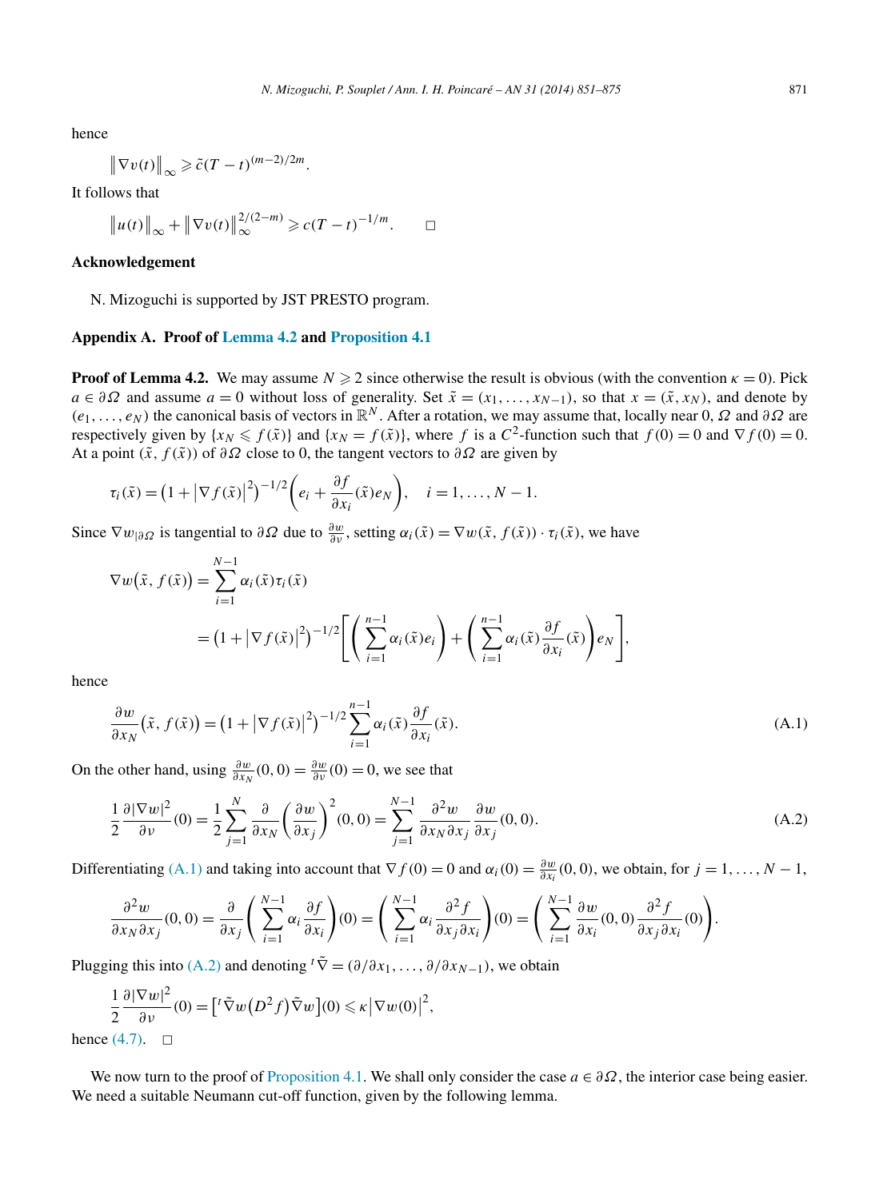hence

$$\|\nabla v(t)\|_\infty \geqslant \tilde{c}(T-t)^{(m-2)/2m}.$$

It follows that

$$\|u(t)\|_\infty + \|\nabla v(t)\|_\infty^{2/(2-m)} \geqslant c(T-t)^{-1/m}. \qquad \square$$

## Acknowledgement

N. Mizoguchi is supported by JST PRESTO program.

## Appendix A. Proof of Lemma 4.2 and Proposition 4.1

**Proof of Lemma 4.2.** We may assume $N \geqslant 2$ since otherwise the result is obvious (with the convention $\kappa = 0$). Pick $a \in \partial\Omega$ and assume $a = 0$ without loss of generality. Set $\tilde{x} = (x_1, \ldots, x_{N-1})$, so that $x = (\tilde{x}, x_N)$, and denote by $(e_1, \ldots, e_N)$ the canonical basis of vectors in $\mathbb{R}^N$. After a rotation, we may assume that, locally near 0, $\Omega$ and $\partial\Omega$ are respectively given by $\{x_N \leqslant f(\tilde{x})\}$ and $\{x_N = f(\tilde{x})\}$, where $f$ is a $C^2$-function such that $f(0) = 0$ and $\nabla f(0) = 0$. At a point $(\tilde{x}, f(\tilde{x}))$ of $\partial\Omega$ close to 0, the tangent vectors to $\partial\Omega$ are given by

$$\tau_i(\tilde{x}) = \left(1 + \left|\nabla f(\tilde{x})\right|^2\right)^{-1/2}\left(e_i + \frac{\partial f}{\partial x_i}(\tilde{x})e_N\right), \quad i = 1, \ldots, N-1.$$

Since $\nabla w_{|\partial\Omega}$ is tangential to $\partial\Omega$ due to $\frac{\partial w}{\partial \nu}$, setting $\alpha_i(\tilde{x}) = \nabla w(\tilde{x}, f(\tilde{x})) \cdot \tau_i(\tilde{x})$, we have

$$\begin{aligned}
\nabla w\big(\tilde{x}, f(\tilde{x})\big) &= \sum_{i=1}^{N-1} \alpha_i(\tilde{x})\tau_i(\tilde{x}) \\
&= \left(1 + \left|\nabla f(\tilde{x})\right|^2\right)^{-1/2}\left[\left(\sum_{i=1}^{n-1} \alpha_i(\tilde{x})e_i\right) + \left(\sum_{i=1}^{n-1} \alpha_i(\tilde{x})\frac{\partial f}{\partial x_i}(\tilde{x})\right)e_N\right],
\end{aligned}$$

hence

$$\frac{\partial w}{\partial x_N}\big(\tilde{x}, f(\tilde{x})\big) = \left(1 + \left|\nabla f(\tilde{x})\right|^2\right)^{-1/2}\sum_{i=1}^{n-1} \alpha_i(\tilde{x})\frac{\partial f}{\partial x_i}(\tilde{x}). \tag{A.1}$$

On the other hand, using $\frac{\partial w}{\partial x_N}(0,0) = \frac{\partial w}{\partial \nu}(0) = 0$, we see that

$$\frac{1}{2}\frac{\partial|\nabla w|^2}{\partial \nu}(0) = \frac{1}{2}\sum_{j=1}^{N}\frac{\partial}{\partial x_N}\left(\frac{\partial w}{\partial x_j}\right)^2(0,0) = \sum_{j=1}^{N-1}\frac{\partial^2 w}{\partial x_N \partial x_j}\frac{\partial w}{\partial x_j}(0,0). \tag{A.2}$$

Differentiating (A.1) and taking into account that $\nabla f(0) = 0$ and $\alpha_i(0) = \frac{\partial w}{\partial x_i}(0,0)$, we obtain, for $j = 1, \ldots, N-1$,

$$\frac{\partial^2 w}{\partial x_N \partial x_j}(0,0) = \frac{\partial}{\partial x_j}\left(\sum_{i=1}^{N-1}\alpha_i\frac{\partial f}{\partial x_i}\right)(0) = \left(\sum_{i=1}^{N-1}\alpha_i\frac{\partial^2 f}{\partial x_j \partial x_i}\right)(0) = \left(\sum_{i=1}^{N-1}\frac{\partial w}{\partial x_i}(0,0)\frac{\partial^2 f}{\partial x_j \partial x_i}(0)\right).$$

Plugging this into (A.2) and denoting ${}^t\tilde{\nabla} = (\partial/\partial x_1, \ldots, \partial/\partial x_{N-1})$, we obtain

$$\frac{1}{2}\frac{\partial|\nabla w|^2}{\partial \nu}(0) = \left[{}^t\tilde{\nabla}w\big(D^2 f\big)\tilde{\nabla}w\right](0) \leqslant \kappa\left|\nabla w(0)\right|^2,$$

hence (4.7). $\square$

We now turn to the proof of Proposition 4.1. We shall only consider the case $a \in \partial\Omega$, the interior case being easier. We need a suitable Neumann cut-off function, given by the following lemma.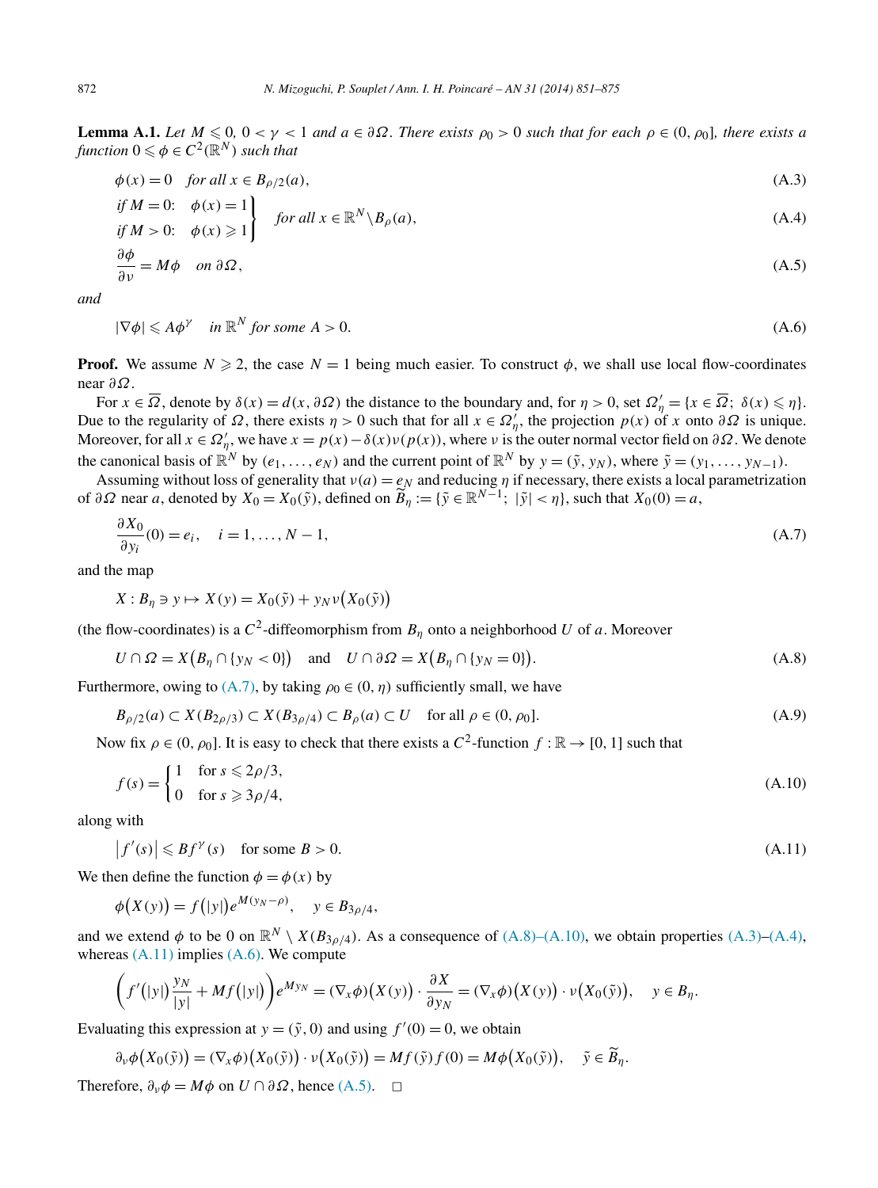**Lemma A.1.** *Let $M \leqslant 0$, $0 < \gamma < 1$ and $a \in \partial\Omega$. There exists $\rho_0 > 0$ such that for each $\rho \in (0, \rho_0]$, there exists a function $0 \leqslant \phi \in C^2(\mathbb{R}^N)$ such that*

$$\phi(x) = 0 \quad \text{for all } x \in B_{\rho/2}(a), \tag{A.3}$$

$$\left.\begin{array}{ll} \text{if } M = 0: & \phi(x) = 1 \\ \text{if } M > 0: & \phi(x) \geqslant 1 \end{array}\right\} \quad \text{for all } x \in \mathbb{R}^N \backslash B_\rho(a), \tag{A.4}$$

$$\frac{\partial \phi}{\partial \nu} = M\phi \quad \text{on } \partial\Omega, \tag{A.5}$$

*and*

$$|\nabla\phi| \leqslant A\phi^\gamma \quad \text{in } \mathbb{R}^N \text{ for some } A > 0. \tag{A.6}$$

**Proof.** We assume $N \geqslant 2$, the case $N = 1$ being much easier. To construct $\phi$, we shall use local flow-coordinates near $\partial\Omega$.

For $x \in \overline{\Omega}$, denote by $\delta(x) = d(x, \partial\Omega)$ the distance to the boundary and, for $\eta > 0$, set $\Omega'_\eta = \{x \in \overline{\Omega};\ \delta(x) \leqslant \eta\}$. Due to the regularity of $\Omega$, there exists $\eta > 0$ such that for all $x \in \Omega'_\eta$, the projection $p(x)$ of $x$ onto $\partial\Omega$ is unique. Moreover, for all $x \in \Omega'_\eta$, we have $x = p(x) - \delta(x)\nu(p(x))$, where $\nu$ is the outer normal vector field on $\partial\Omega$. We denote the canonical basis of $\mathbb{R}^N$ by $(e_1, \ldots, e_N)$ and the current point of $\mathbb{R}^N$ by $y = (\tilde{y}, y_N)$, where $\tilde{y} = (y_1, \ldots, y_{N-1})$.

Assuming without loss of generality that $\nu(a) = e_N$ and reducing $\eta$ if necessary, there exists a local parametrization of $\partial\Omega$ near $a$, denoted by $X_0 = X_0(\tilde{y})$, defined on $\widetilde{B}_\eta := \{\tilde{y} \in \mathbb{R}^{N-1};\ |\tilde{y}| < \eta\}$, such that $X_0(0) = a$,

$$\frac{\partial X_0}{\partial y_i}(0) = e_i, \quad i = 1, \ldots, N-1, \tag{A.7}$$

and the map

$$X : B_\eta \ni y \mapsto X(y) = X_0(\tilde{y}) + y_N \nu\big(X_0(\tilde{y})\big)$$

(the flow-coordinates) is a $C^2$-diffeomorphism from $B_\eta$ onto a neighborhood $U$ of $a$. Moreover

$$U \cap \Omega = X\big(B_\eta \cap \{y_N < 0\}\big) \quad \text{and} \quad U \cap \partial\Omega = X\big(B_\eta \cap \{y_N = 0\}\big). \tag{A.8}$$

Furthermore, owing to (A.7), by taking $\rho_0 \in (0, \eta)$ sufficiently small, we have

$$B_{\rho/2}(a) \subset X(B_{2\rho/3}) \subset X(B_{3\rho/4}) \subset B_\rho(a) \subset U \quad \text{for all } \rho \in (0, \rho_0]. \tag{A.9}$$

Now fix $\rho \in (0, \rho_0]$. It is easy to check that there exists a $C^2$-function $f : \mathbb{R} \to [0, 1]$ such that

$$f(s) = \begin{cases} 1 & \text{for } s \leqslant 2\rho/3, \\ 0 & \text{for } s \geqslant 3\rho/4, \end{cases} \tag{A.10}$$

along with

$$\big|f'(s)\big| \leqslant Bf^\gamma(s) \quad \text{for some } B > 0. \tag{A.11}$$

We then define the function $\phi = \phi(x)$ by

$$\phi\big(X(y)\big) = f\big(|y|\big)e^{M(y_N - \rho)}, \quad y \in B_{3\rho/4},$$

and we extend $\phi$ to be 0 on $\mathbb{R}^N \setminus X(B_{3\rho/4})$. As a consequence of (A.8)–(A.10), we obtain properties (A.3)–(A.4), whereas (A.11) implies (A.6). We compute

$$\left(f'\big(|y|\big)\frac{y_N}{|y|} + Mf\big(|y|\big)\right)e^{My_N} = (\nabla_x\phi)\big(X(y)\big) \cdot \frac{\partial X}{\partial y_N} = (\nabla_x\phi)\big(X(y)\big) \cdot \nu\big(X_0(\tilde{y})\big), \quad y \in B_\eta.$$

Evaluating this expression at $y = (\tilde{y}, 0)$ and using $f'(0) = 0$, we obtain

$$\partial_\nu\phi\big(X_0(\tilde{y})\big) = (\nabla_x\phi)\big(X_0(\tilde{y})\big) \cdot \nu\big(X_0(\tilde{y})\big) = Mf(\tilde{y})f(0) = M\phi\big(X_0(\tilde{y})\big), \quad \tilde{y} \in \widetilde{B}_\eta.$$

Therefore, $\partial_\nu\phi = M\phi$ on $U \cap \partial\Omega$, hence (A.5). $\square$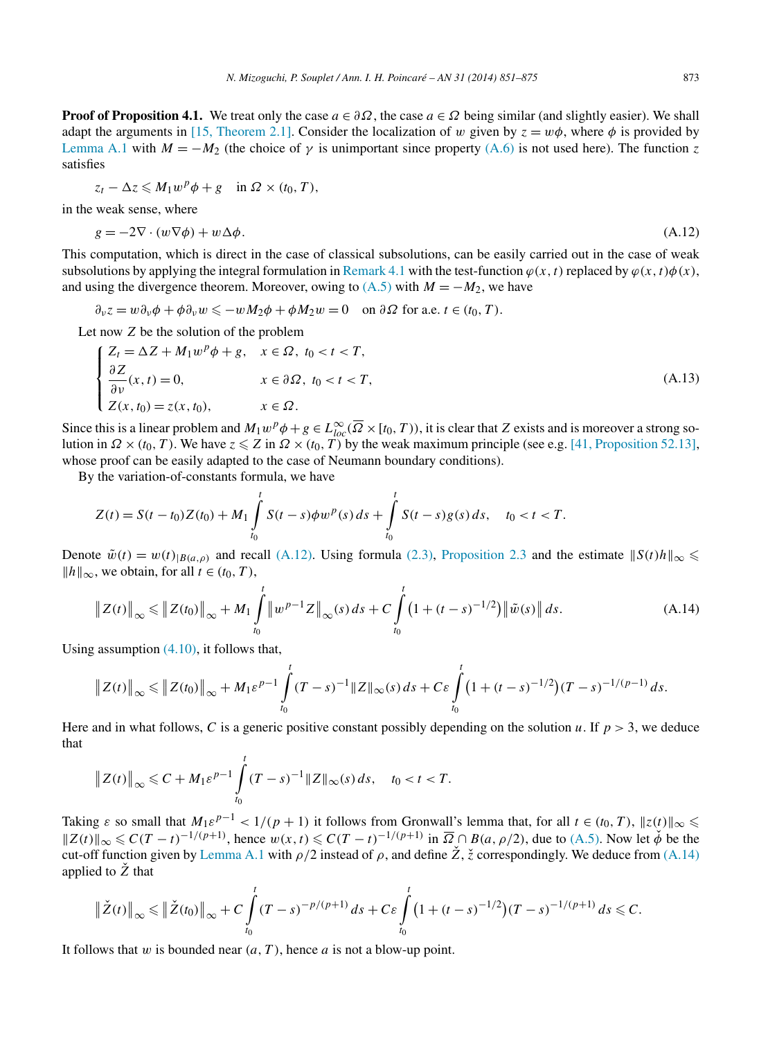**Proof of Proposition 4.1.** We treat only the case $a \in \partial\Omega$, the case $a \in \Omega$ being similar (and slightly easier). We shall adapt the arguments in [15, Theorem 2.1]. Consider the localization of $w$ given by $z = w\phi$, where $\phi$ is provided by Lemma A.1 with $M = -M_2$ (the choice of $\gamma$ is unimportant since property (A.6) is not used here). The function $z$ satisfies

$$z_t - \Delta z \leqslant M_1 w^p \phi + g \quad \text{in } \Omega \times (t_0, T),$$

in the weak sense, where

$$g = -2\nabla \cdot (w \nabla \phi) + w \Delta \phi. \tag{A.12}$$

This computation, which is direct in the case of classical subsolutions, can be easily carried out in the case of weak subsolutions by applying the integral formulation in Remark 4.1 with the test-function $\varphi(x,t)$ replaced by $\varphi(x,t)\phi(x)$, and using the divergence theorem. Moreover, owing to (A.5) with $M = -M_2$, we have

$$\partial_\nu z = w \partial_\nu \phi + \phi \partial_\nu w \leqslant -w M_2 \phi + \phi M_2 w = 0 \quad \text{on } \partial\Omega \text{ for a.e. } t \in (t_0, T).$$

Let now $Z$ be the solution of the problem

$$\begin{cases} Z_t = \Delta Z + M_1 w^p \phi + g, & x \in \Omega,\ t_0 < t < T, \\ \dfrac{\partial Z}{\partial \nu}(x,t) = 0, & x \in \partial\Omega,\ t_0 < t < T, \\ Z(x, t_0) = z(x, t_0), & x \in \Omega. \end{cases} \tag{A.13}$$

Since this is a linear problem and $M_1 w^p \phi + g \in L^\infty_{loc}(\overline{\Omega} \times [t_0, T))$, it is clear that $Z$ exists and is moreover a strong solution in $\Omega \times (t_0, T)$. We have $z \leqslant Z$ in $\Omega \times (t_0, T)$ by the weak maximum principle (see e.g. [41, Proposition 52.13], whose proof can be easily adapted to the case of Neumann boundary conditions).

By the variation-of-constants formula, we have

$$Z(t) = S(t - t_0) Z(t_0) + M_1 \int_{t_0}^{t} S(t-s) \phi w^p(s)\, ds + \int_{t_0}^{t} S(t-s) g(s)\, ds, \quad t_0 < t < T.$$

Denote $\tilde{w}(t) = w(t)_{|B(a,\rho)}$ and recall (A.12). Using formula (2.3), Proposition 2.3 and the estimate $\|S(t)h\|_\infty \leqslant \|h\|_\infty$, we obtain, for all $t \in (t_0, T)$,

$$\left\| Z(t) \right\|_\infty \leqslant \left\| Z(t_0) \right\|_\infty + M_1 \int_{t_0}^{t} \left\| w^{p-1} Z \right\|_\infty(s)\, ds + C \int_{t_0}^{t} \left(1 + (t-s)^{-1/2}\right) \left\| \tilde{w}(s) \right\| ds. \tag{A.14}$$

Using assumption (4.10), it follows that,

$$\left\| Z(t) \right\|_\infty \leqslant \left\| Z(t_0) \right\|_\infty + M_1 \varepsilon^{p-1} \int_{t_0}^{t} (T-s)^{-1} \|Z\|_\infty(s)\, ds + C\varepsilon \int_{t_0}^{t} \left(1 + (t-s)^{-1/2}\right) (T-s)^{-1/(p-1)}\, ds.$$

Here and in what follows, $C$ is a generic positive constant possibly depending on the solution $u$. If $p > 3$, we deduce that

$$\left\| Z(t) \right\|_\infty \leqslant C + M_1 \varepsilon^{p-1} \int_{t_0}^{t} (T-s)^{-1} \|Z\|_\infty(s)\, ds, \quad t_0 < t < T.$$

Taking $\varepsilon$ so small that $M_1 \varepsilon^{p-1} < 1/(p+1)$ it follows from Gronwall's lemma that, for all $t \in (t_0, T)$, $\|z(t)\|_\infty \leqslant \|Z(t)\|_\infty \leqslant C(T-t)^{-1/(p+1)}$, hence $w(x,t) \leqslant C(T-t)^{-1/(p+1)}$ in $\overline{\Omega} \cap B(a, \rho/2)$, due to (A.5). Now let $\check{\phi}$ be the cut-off function given by Lemma A.1 with $\rho/2$ instead of $\rho$, and define $\check{Z}$, $\check{z}$ correspondingly. We deduce from (A.14) applied to $\check{Z}$ that

$$\left\| \check{Z}(t) \right\|_\infty \leqslant \left\| \check{Z}(t_0) \right\|_\infty + C \int_{t_0}^{t} (T-s)^{-p/(p+1)}\, ds + C\varepsilon \int_{t_0}^{t} \left(1 + (t-s)^{-1/2}\right) (T-s)^{-1/(p+1)}\, ds \leqslant C.$$

It follows that $w$ is bounded near $(a, T)$, hence $a$ is not a blow-up point.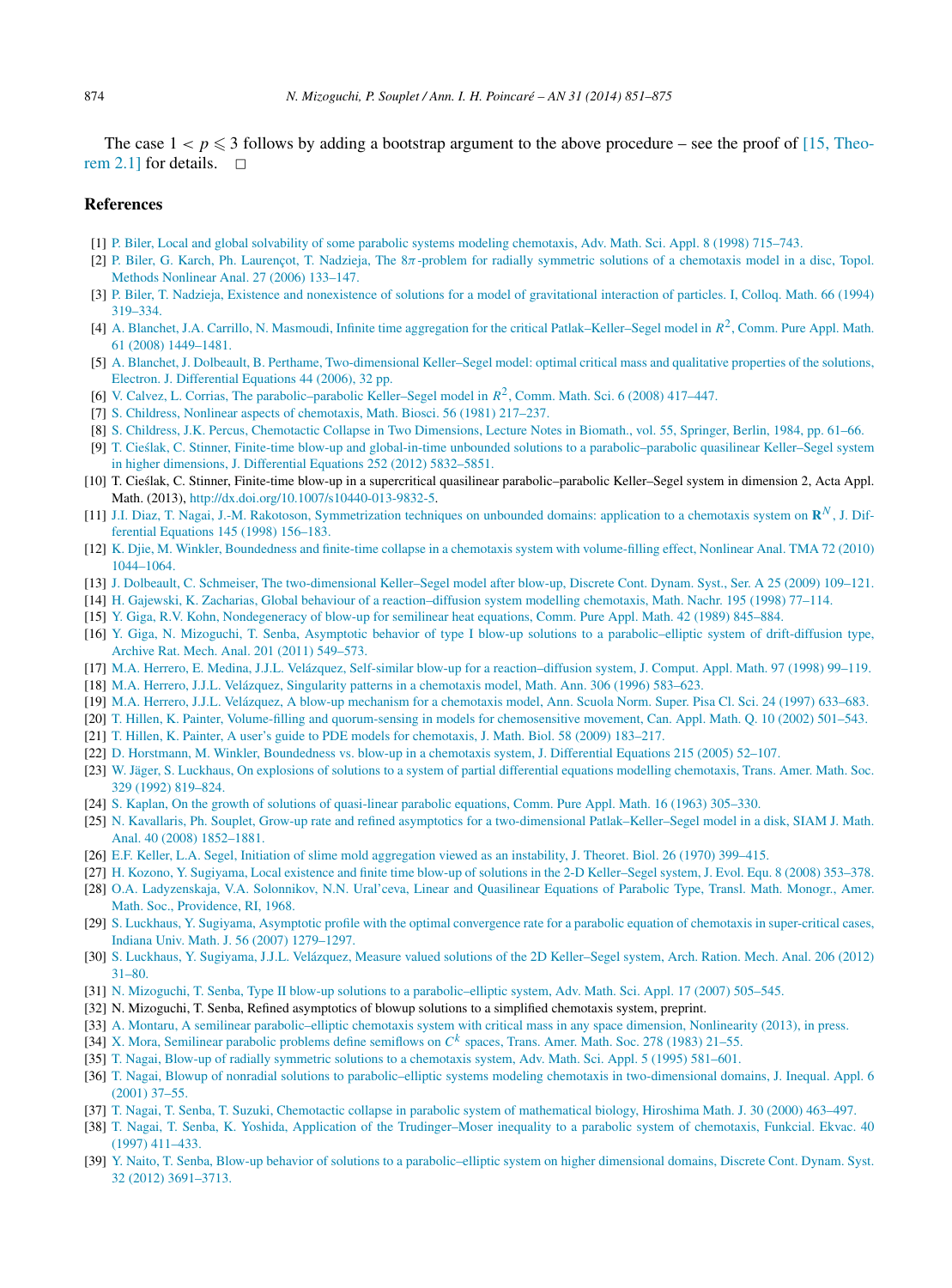The case $1 < p \leqslant 3$ follows by adding a bootstrap argument to the above procedure – see the proof of [15, Theorem 2.1] for details. □

## References

[1] P. Biler, Local and global solvability of some parabolic systems modeling chemotaxis, Adv. Math. Sci. Appl. 8 (1998) 715–743.

[2] P. Biler, G. Karch, Ph. Laurençot, T. Nadzieja, The $8\pi$-problem for radially symmetric solutions of a chemotaxis model in a disc, Topol. Methods Nonlinear Anal. 27 (2006) 133–147.

[3] P. Biler, T. Nadzieja, Existence and nonexistence of solutions for a model of gravitational interaction of particles. I, Colloq. Math. 66 (1994) 319–334.

[4] A. Blanchet, J.A. Carrillo, N. Masmoudi, Infinite time aggregation for the critical Patlak–Keller–Segel model in $R^2$, Comm. Pure Appl. Math. 61 (2008) 1449–1481.

[5] A. Blanchet, J. Dolbeault, B. Perthame, Two-dimensional Keller–Segel model: optimal critical mass and qualitative properties of the solutions, Electron. J. Differential Equations 44 (2006), 32 pp.

[6] V. Calvez, L. Corrias, The parabolic–parabolic Keller–Segel model in $R^2$, Comm. Math. Sci. 6 (2008) 417–447.

[7] S. Childress, Nonlinear aspects of chemotaxis, Math. Biosci. 56 (1981) 217–237.

[8] S. Childress, J.K. Percus, Chemotactic Collapse in Two Dimensions, Lecture Notes in Biomath., vol. 55, Springer, Berlin, 1984, pp. 61–66.

[9] T. Cieślak, C. Stinner, Finite-time blow-up and global-in-time unbounded solutions to a parabolic–parabolic quasilinear Keller–Segel system in higher dimensions, J. Differential Equations 252 (2012) 5832–5851.

[10] T. Cieślak, C. Stinner, Finite-time blow-up in a supercritical quasilinear parabolic–parabolic Keller–Segel system in dimension 2, Acta Appl. Math. (2013), http://dx.doi.org/10.1007/s10440-013-9832-5.

[11] J.I. Diaz, T. Nagai, J.-M. Rakotoson, Symmetrization techniques on unbounded domains: application to a chemotaxis system on $\mathbf{R}^N$, J. Differential Equations 145 (1998) 156–183.

[12] K. Djie, M. Winkler, Boundedness and finite-time collapse in a chemotaxis system with volume-filling effect, Nonlinear Anal. TMA 72 (2010) 1044–1064.

[13] J. Dolbeault, C. Schmeiser, The two-dimensional Keller–Segel model after blow-up, Discrete Cont. Dynam. Syst., Ser. A 25 (2009) 109–121.

[14] H. Gajewski, K. Zacharias, Global behaviour of a reaction–diffusion system modelling chemotaxis, Math. Nachr. 195 (1998) 77–114.

[15] Y. Giga, R.V. Kohn, Nondegeneracy of blow-up for semilinear heat equations, Comm. Pure Appl. Math. 42 (1989) 845–884.

[16] Y. Giga, N. Mizoguchi, T. Senba, Asymptotic behavior of type I blow-up solutions to a parabolic–elliptic system of drift-diffusion type, Archive Rat. Mech. Anal. 201 (2011) 549–573.

[17] M.A. Herrero, E. Medina, J.J.L. Velázquez, Self-similar blow-up for a reaction–diffusion system, J. Comput. Appl. Math. 97 (1998) 99–119.

[18] M.A. Herrero, J.J.L. Velázquez, Singularity patterns in a chemotaxis model, Math. Ann. 306 (1996) 583–623.

[19] M.A. Herrero, J.J.L. Velázquez, A blow-up mechanism for a chemotaxis model, Ann. Scuola Norm. Super. Pisa Cl. Sci. 24 (1997) 633–683.

[20] T. Hillen, K. Painter, Volume-filling and quorum-sensing in models for chemosensitive movement, Can. Appl. Math. Q. 10 (2002) 501–543.

[21] T. Hillen, K. Painter, A user's guide to PDE models for chemotaxis, J. Math. Biol. 58 (2009) 183–217.

[22] D. Horstmann, M. Winkler, Boundedness vs. blow-up in a chemotaxis system, J. Differential Equations 215 (2005) 52–107.

[23] W. Jäger, S. Luckhaus, On explosions of solutions to a system of partial differential equations modelling chemotaxis, Trans. Amer. Math. Soc. 329 (1992) 819–824.

[24] S. Kaplan, On the growth of solutions of quasi-linear parabolic equations, Comm. Pure Appl. Math. 16 (1963) 305–330.

[25] N. Kavallaris, Ph. Souplet, Grow-up rate and refined asymptotics for a two-dimensional Patlak–Keller–Segel model in a disk, SIAM J. Math. Anal. 40 (2008) 1852–1881.

[26] E.F. Keller, L.A. Segel, Initiation of slime mold aggregation viewed as an instability, J. Theoret. Biol. 26 (1970) 399–415.

[27] H. Kozono, Y. Sugiyama, Local existence and finite time blow-up of solutions in the 2-D Keller–Segel system, J. Evol. Equ. 8 (2008) 353–378.

[28] O.A. Ladyzenskaja, V.A. Solonnikov, N.N. Ural'ceva, Linear and Quasilinear Equations of Parabolic Type, Transl. Math. Monogr., Amer. Math. Soc., Providence, RI, 1968.

[29] S. Luckhaus, Y. Sugiyama, Asymptotic profile with the optimal convergence rate for a parabolic equation of chemotaxis in super-critical cases, Indiana Univ. Math. J. 56 (2007) 1279–1297.

[30] S. Luckhaus, Y. Sugiyama, J.J.L. Velázquez, Measure valued solutions of the 2D Keller–Segel system, Arch. Ration. Mech. Anal. 206 (2012) 31–80.

[31] N. Mizoguchi, T. Senba, Type II blow-up solutions to a parabolic–elliptic system, Adv. Math. Sci. Appl. 17 (2007) 505–545.

[32] N. Mizoguchi, T. Senba, Refined asymptotics of blowup solutions to a simplified chemotaxis system, preprint.

[33] A. Montaru, A semilinear parabolic–elliptic chemotaxis system with critical mass in any space dimension, Nonlinearity (2013), in press.

[34] X. Mora, Semilinear parabolic problems define semiflows on $C^k$ spaces, Trans. Amer. Math. Soc. 278 (1983) 21–55.

[35] T. Nagai, Blow-up of radially symmetric solutions to a chemotaxis system, Adv. Math. Sci. Appl. 5 (1995) 581–601.

[36] T. Nagai, Blowup of nonradial solutions to parabolic–elliptic systems modeling chemotaxis in two-dimensional domains, J. Inequal. Appl. 6 (2001) 37–55.

[37] T. Nagai, T. Senba, T. Suzuki, Chemotactic collapse in parabolic system of mathematical biology, Hiroshima Math. J. 30 (2000) 463–497.

[38] T. Nagai, T. Senba, K. Yoshida, Application of the Trudinger–Moser inequality to a parabolic system of chemotaxis, Funkcial. Ekvac. 40 (1997) 411–433.

[39] Y. Naito, T. Senba, Blow-up behavior of solutions to a parabolic–elliptic system on higher dimensional domains, Discrete Cont. Dynam. Syst. 32 (2012) 3691–3713.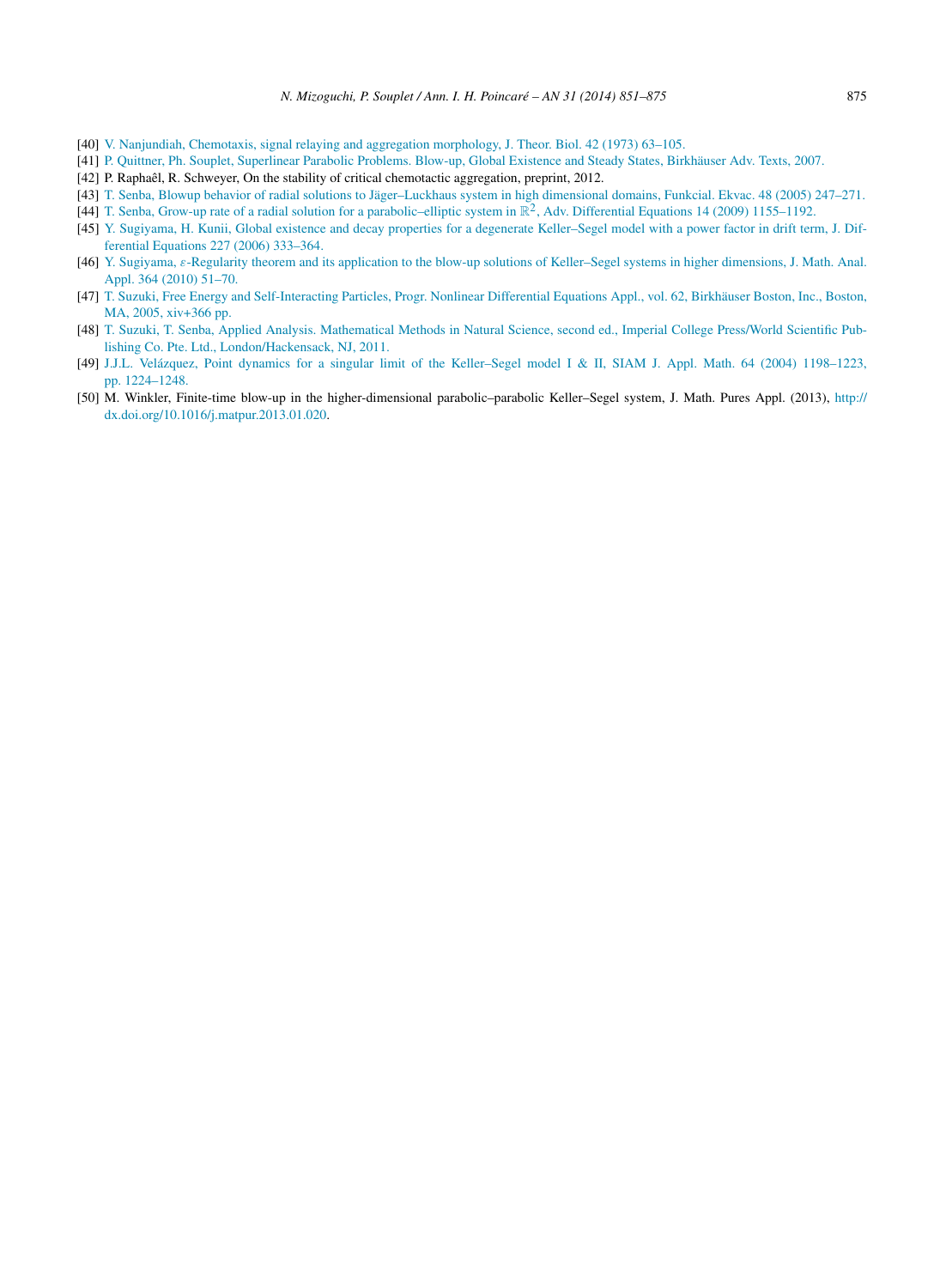[40] V. Nanjundiah, Chemotaxis, signal relaying and aggregation morphology, J. Theor. Biol. 42 (1973) 63–105.

[41] P. Quittner, Ph. Souplet, Superlinear Parabolic Problems. Blow-up, Global Existence and Steady States, Birkhäuser Adv. Texts, 2007.

[42] P. Raphaêl, R. Schweyer, On the stability of critical chemotactic aggregation, preprint, 2012.

[43] T. Senba, Blowup behavior of radial solutions to Jäger–Luckhaus system in high dimensional domains, Funkcial. Ekvac. 48 (2005) 247–271.

[44] T. Senba, Grow-up rate of a radial solution for a parabolic–elliptic system in $\mathbb{R}^2$, Adv. Differential Equations 14 (2009) 1155–1192.

[45] Y. Sugiyama, H. Kunii, Global existence and decay properties for a degenerate Keller–Segel model with a power factor in drift term, J. Differential Equations 227 (2006) 333–364.

[46] Y. Sugiyama, $\varepsilon$-Regularity theorem and its application to the blow-up solutions of Keller–Segel systems in higher dimensions, J. Math. Anal. Appl. 364 (2010) 51–70.

[47] T. Suzuki, Free Energy and Self-Interacting Particles, Progr. Nonlinear Differential Equations Appl., vol. 62, Birkhäuser Boston, Inc., Boston, MA, 2005, xiv+366 pp.

[48] T. Suzuki, T. Senba, Applied Analysis. Mathematical Methods in Natural Science, second ed., Imperial College Press/World Scientific Publishing Co. Pte. Ltd., London/Hackensack, NJ, 2011.

[49] J.J.L. Velázquez, Point dynamics for a singular limit of the Keller–Segel model I & II, SIAM J. Appl. Math. 64 (2004) 1198–1223, pp. 1224–1248.

[50] M. Winkler, Finite-time blow-up in the higher-dimensional parabolic–parabolic Keller–Segel system, J. Math. Pures Appl. (2013), http://dx.doi.org/10.1016/j.matpur.2013.01.020.